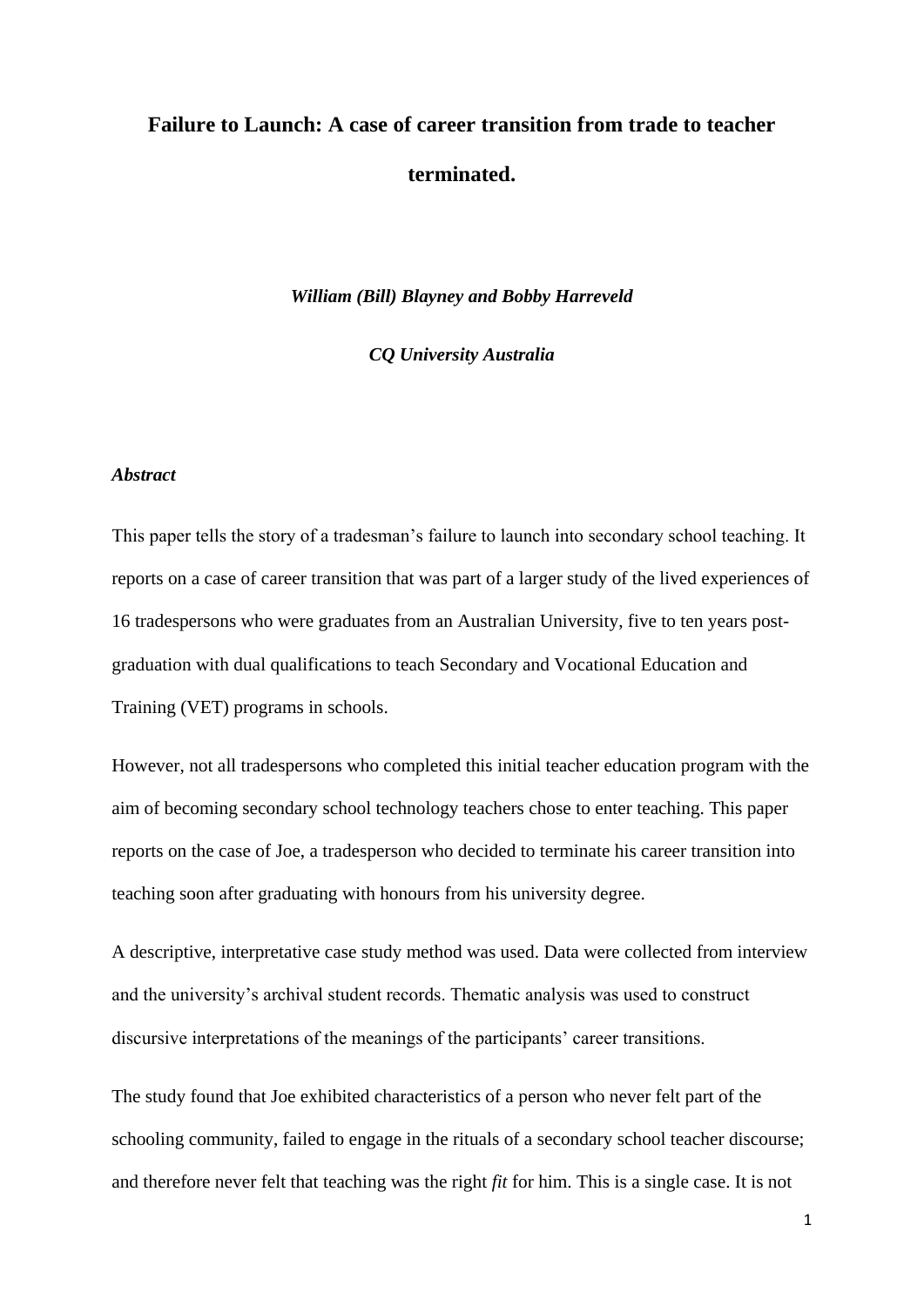# Failure to Launch: A case of career transition from trade to teacher terminated.

***William (Bill) Blayney and Bobby Harreveld***

***CQ University Australia***

***Abstract***

This paper tells the story of a tradesman's failure to launch into secondary school teaching. It reports on a case of career transition that was part of a larger study of the lived experiences of 16 tradespersons who were graduates from an Australian University, five to ten years post-graduation with dual qualifications to teach Secondary and Vocational Education and Training (VET) programs in schools.

However, not all tradespersons who completed this initial teacher education program with the aim of becoming secondary school technology teachers chose to enter teaching. This paper reports on the case of Joe, a tradesperson who decided to terminate his career transition into teaching soon after graduating with honours from his university degree.

A descriptive, interpretative case study method was used. Data were collected from interview and the university's archival student records. Thematic analysis was used to construct discursive interpretations of the meanings of the participants' career transitions.

The study found that Joe exhibited characteristics of a person who never felt part of the schooling community, failed to engage in the rituals of a secondary school teacher discourse; and therefore never felt that teaching was the right *fit* for him. This is a single case. It is not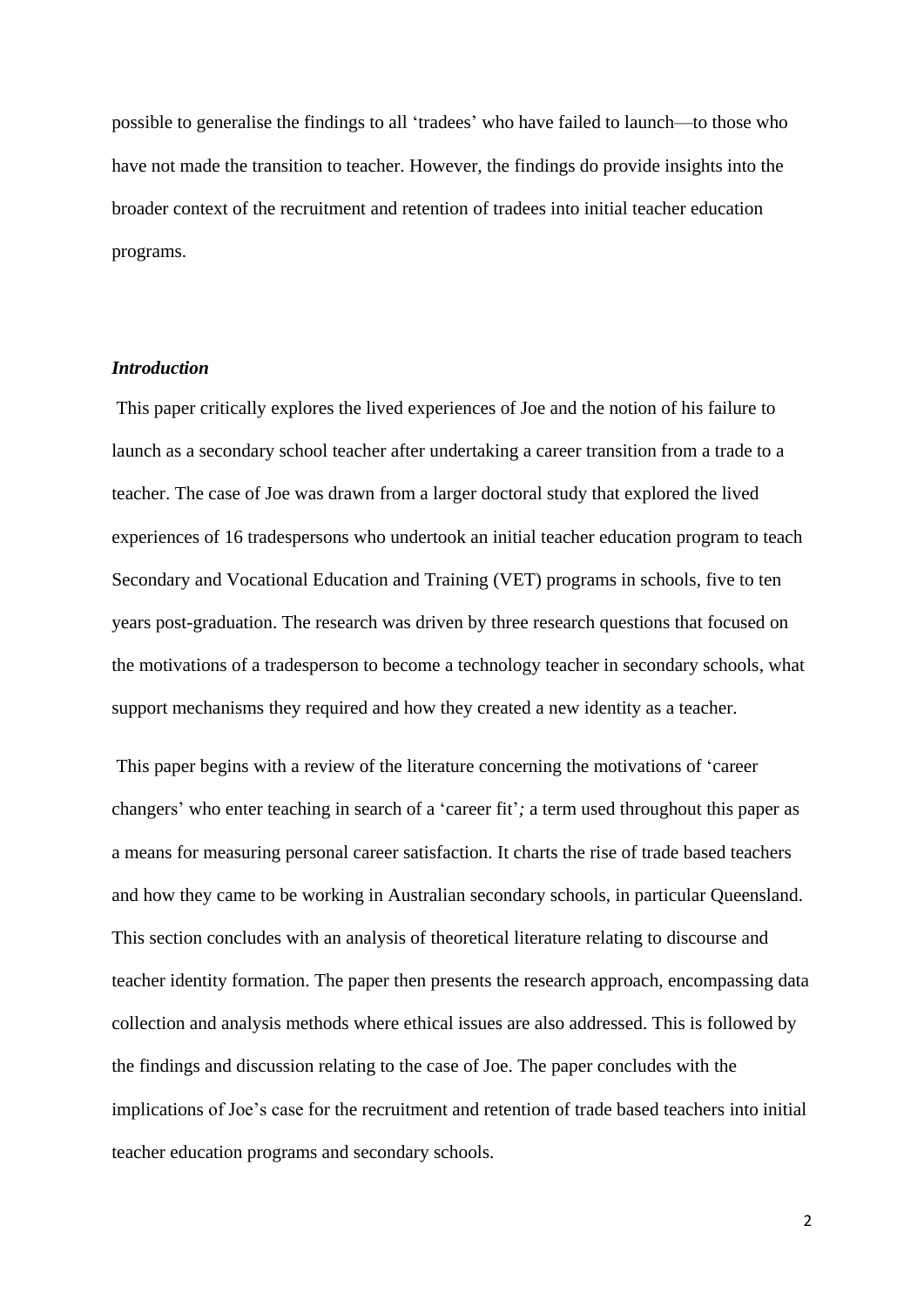possible to generalise the findings to all 'tradees' who have failed to launch—to those who have not made the transition to teacher. However, the findings do provide insights into the broader context of the recruitment and retention of tradees into initial teacher education programs.

### *Introduction*

This paper critically explores the lived experiences of Joe and the notion of his failure to launch as a secondary school teacher after undertaking a career transition from a trade to a teacher. The case of Joe was drawn from a larger doctoral study that explored the lived experiences of 16 tradespersons who undertook an initial teacher education program to teach Secondary and Vocational Education and Training (VET) programs in schools, five to ten years post-graduation. The research was driven by three research questions that focused on the motivations of a tradesperson to become a technology teacher in secondary schools, what support mechanisms they required and how they created a new identity as a teacher.

This paper begins with a review of the literature concerning the motivations of 'career changers' who enter teaching in search of a 'career fit'*;* a term used throughout this paper as a means for measuring personal career satisfaction. It charts the rise of trade based teachers and how they came to be working in Australian secondary schools, in particular Queensland. This section concludes with an analysis of theoretical literature relating to discourse and teacher identity formation. The paper then presents the research approach, encompassing data collection and analysis methods where ethical issues are also addressed. This is followed by the findings and discussion relating to the case of Joe. The paper concludes with the implications of Joe's case for the recruitment and retention of trade based teachers into initial teacher education programs and secondary schools.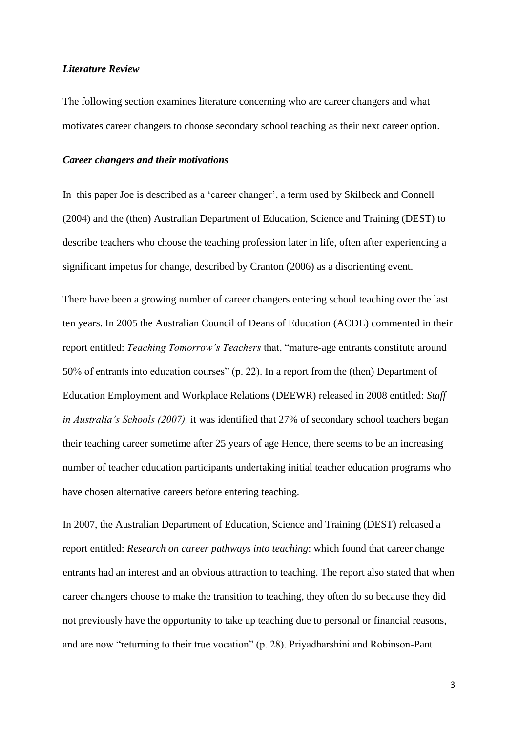### *Literature Review*

The following section examines literature concerning who are career changers and what motivates career changers to choose secondary school teaching as their next career option.

### *Career changers and their motivations*

In this paper Joe is described as a 'career changer', a term used by Skilbeck and Connell (2004) and the (then) Australian Department of Education, Science and Training (DEST) to describe teachers who choose the teaching profession later in life, often after experiencing a significant impetus for change, described by Cranton (2006) as a disorienting event.

There have been a growing number of career changers entering school teaching over the last ten years. In 2005 the Australian Council of Deans of Education (ACDE) commented in their report entitled: *Teaching Tomorrow's Teachers* that, "mature-age entrants constitute around 50% of entrants into education courses" (p. 22). In a report from the (then) Department of Education Employment and Workplace Relations (DEEWR) released in 2008 entitled: *Staff in Australia's Schools (2007),* it was identified that 27% of secondary school teachers began their teaching career sometime after 25 years of age Hence, there seems to be an increasing number of teacher education participants undertaking initial teacher education programs who have chosen alternative careers before entering teaching.

In 2007, the Australian Department of Education, Science and Training (DEST) released a report entitled: *Research on career pathways into teaching*: which found that career change entrants had an interest and an obvious attraction to teaching. The report also stated that when career changers choose to make the transition to teaching, they often do so because they did not previously have the opportunity to take up teaching due to personal or financial reasons, and are now "returning to their true vocation" (p. 28). Priyadharshini and Robinson-Pant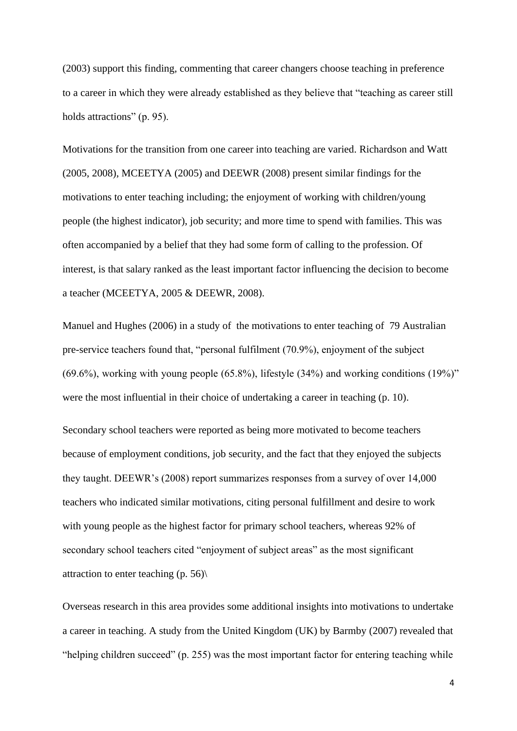(2003) support this finding, commenting that career changers choose teaching in preference to a career in which they were already established as they believe that "teaching as career still holds attractions" (p. 95).

Motivations for the transition from one career into teaching are varied. Richardson and Watt (2005, 2008), MCEETYA (2005) and DEEWR (2008) present similar findings for the motivations to enter teaching including; the enjoyment of working with children/young people (the highest indicator), job security; and more time to spend with families. This was often accompanied by a belief that they had some form of calling to the profession. Of interest, is that salary ranked as the least important factor influencing the decision to become a teacher (MCEETYA, 2005 & DEEWR, 2008).

Manuel and Hughes (2006) in a study of the motivations to enter teaching of 79 Australian pre-service teachers found that, "personal fulfilment (70.9%), enjoyment of the subject (69.6%), working with young people (65.8%), lifestyle (34%) and working conditions (19%)" were the most influential in their choice of undertaking a career in teaching (p. 10).

Secondary school teachers were reported as being more motivated to become teachers because of employment conditions, job security, and the fact that they enjoyed the subjects they taught. DEEWR's (2008) report summarizes responses from a survey of over 14,000 teachers who indicated similar motivations, citing personal fulfillment and desire to work with young people as the highest factor for primary school teachers, whereas 92% of secondary school teachers cited "enjoyment of subject areas" as the most significant attraction to enter teaching (p. 56)\

Overseas research in this area provides some additional insights into motivations to undertake a career in teaching. A study from the United Kingdom (UK) by Barmby (2007) revealed that "helping children succeed" (p. 255) was the most important factor for entering teaching while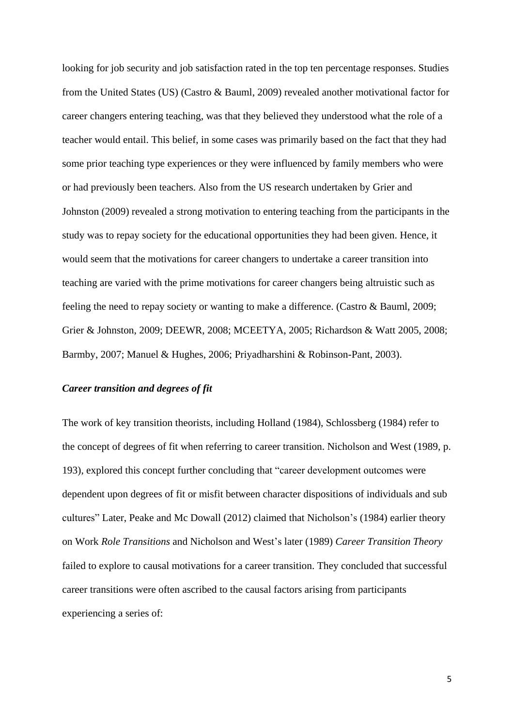looking for job security and job satisfaction rated in the top ten percentage responses. Studies from the United States (US) (Castro & Bauml, 2009) revealed another motivational factor for career changers entering teaching, was that they believed they understood what the role of a teacher would entail. This belief, in some cases was primarily based on the fact that they had some prior teaching type experiences or they were influenced by family members who were or had previously been teachers. Also from the US research undertaken by Grier and Johnston (2009) revealed a strong motivation to entering teaching from the participants in the study was to repay society for the educational opportunities they had been given. Hence, it would seem that the motivations for career changers to undertake a career transition into teaching are varied with the prime motivations for career changers being altruistic such as feeling the need to repay society or wanting to make a difference. (Castro & Bauml, 2009; Grier & Johnston, 2009; DEEWR, 2008; MCEETYA, 2005; Richardson & Watt 2005, 2008; Barmby, 2007; Manuel & Hughes, 2006; Priyadharshini & Robinson-Pant, 2003).

### ***Career transition and degrees of fit***

The work of key transition theorists, including Holland (1984), Schlossberg (1984) refer to the concept of degrees of fit when referring to career transition. Nicholson and West (1989, p. 193), explored this concept further concluding that "career development outcomes were dependent upon degrees of fit or misfit between character dispositions of individuals and sub cultures" Later, Peake and Mc Dowall (2012) claimed that Nicholson's (1984) earlier theory on Work *Role Transitions* and Nicholson and West's later (1989) *Career Transition Theory* failed to explore to causal motivations for a career transition. They concluded that successful career transitions were often ascribed to the causal factors arising from participants experiencing a series of: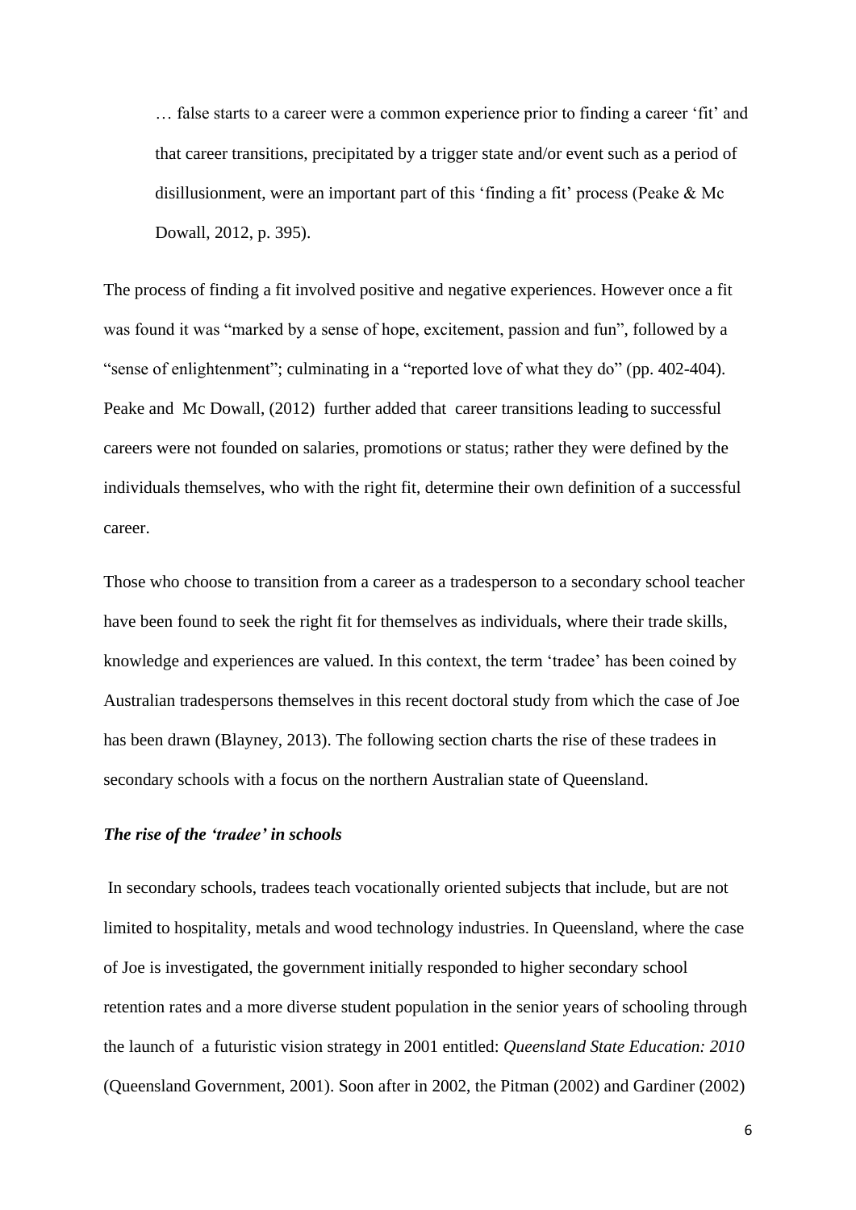> … false starts to a career were a common experience prior to finding a career 'fit' and that career transitions, precipitated by a trigger state and/or event such as a period of disillusionment, were an important part of this 'finding a fit' process (Peake & Mc Dowall, 2012, p. 395).

The process of finding a fit involved positive and negative experiences. However once a fit was found it was "marked by a sense of hope, excitement, passion and fun", followed by a "sense of enlightenment"; culminating in a "reported love of what they do" (pp. 402-404). Peake and Mc Dowall, (2012) further added that career transitions leading to successful careers were not founded on salaries, promotions or status; rather they were defined by the individuals themselves, who with the right fit, determine their own definition of a successful career.

Those who choose to transition from a career as a tradesperson to a secondary school teacher have been found to seek the right fit for themselves as individuals, where their trade skills, knowledge and experiences are valued. In this context, the term 'tradee' has been coined by Australian tradespersons themselves in this recent doctoral study from which the case of Joe has been drawn (Blayney, 2013). The following section charts the rise of these tradees in secondary schools with a focus on the northern Australian state of Queensland.

### *The rise of the 'tradee' in schools*

In secondary schools, tradees teach vocationally oriented subjects that include, but are not limited to hospitality, metals and wood technology industries. In Queensland, where the case of Joe is investigated, the government initially responded to higher secondary school retention rates and a more diverse student population in the senior years of schooling through the launch of a futuristic vision strategy in 2001 entitled: *Queensland State Education: 2010* (Queensland Government, 2001). Soon after in 2002, the Pitman (2002) and Gardiner (2002)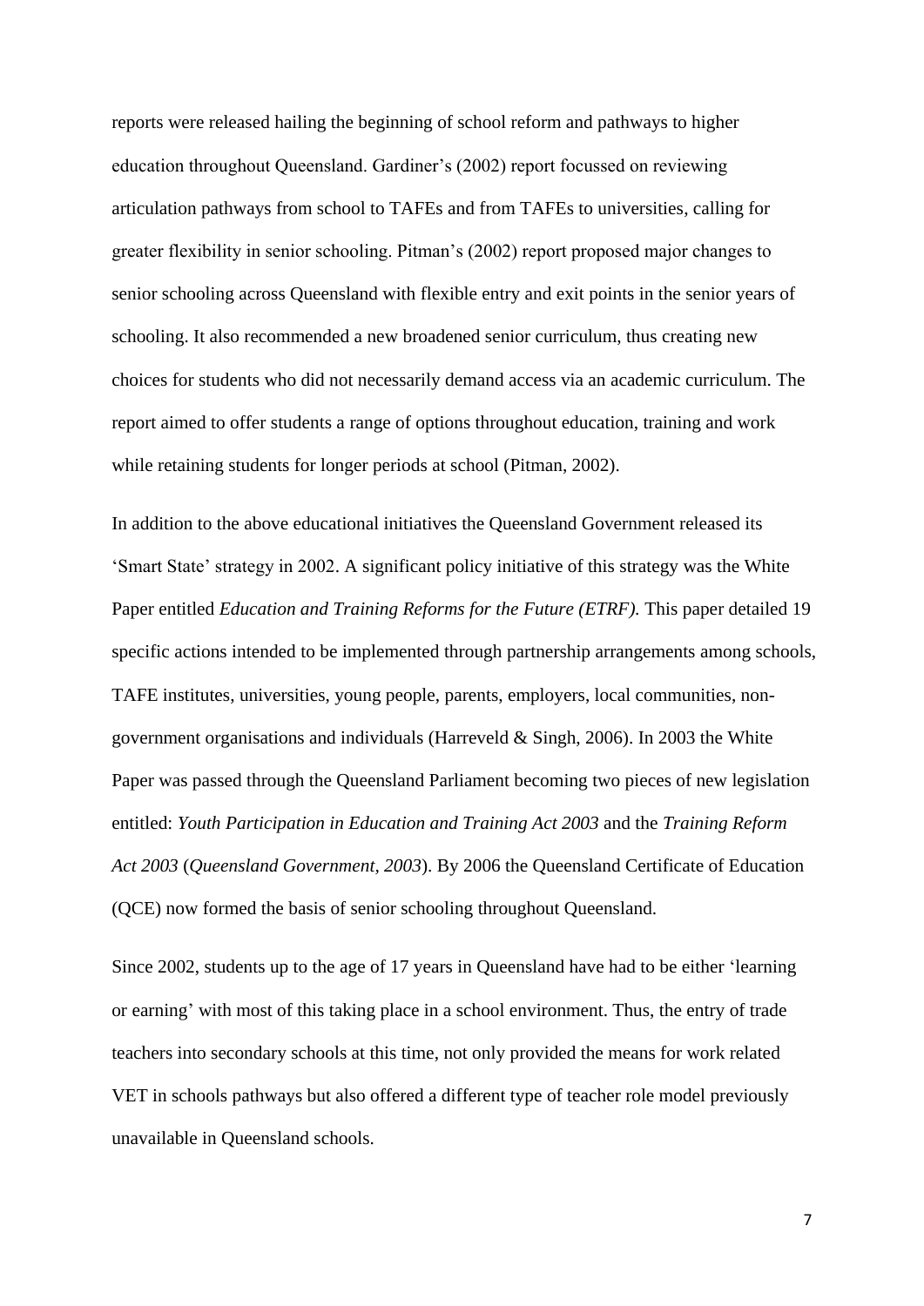reports were released hailing the beginning of school reform and pathways to higher education throughout Queensland. Gardiner's (2002) report focussed on reviewing articulation pathways from school to TAFEs and from TAFEs to universities, calling for greater flexibility in senior schooling. Pitman's (2002) report proposed major changes to senior schooling across Queensland with flexible entry and exit points in the senior years of schooling. It also recommended a new broadened senior curriculum, thus creating new choices for students who did not necessarily demand access via an academic curriculum. The report aimed to offer students a range of options throughout education, training and work while retaining students for longer periods at school (Pitman, 2002).

In addition to the above educational initiatives the Queensland Government released its 'Smart State' strategy in 2002. A significant policy initiative of this strategy was the White Paper entitled *Education and Training Reforms for the Future (ETRF).* This paper detailed 19 specific actions intended to be implemented through partnership arrangements among schools, TAFE institutes, universities, young people, parents, employers, local communities, non-government organisations and individuals (Harreveld & Singh, 2006). In 2003 the White Paper was passed through the Queensland Parliament becoming two pieces of new legislation entitled: *Youth Participation in Education and Training Act 2003* and the *Training Reform Act 2003* (*Queensland Government, 2003*). By 2006 the Queensland Certificate of Education (QCE) now formed the basis of senior schooling throughout Queensland.

Since 2002, students up to the age of 17 years in Queensland have had to be either 'learning or earning' with most of this taking place in a school environment. Thus, the entry of trade teachers into secondary schools at this time, not only provided the means for work related VET in schools pathways but also offered a different type of teacher role model previously unavailable in Queensland schools.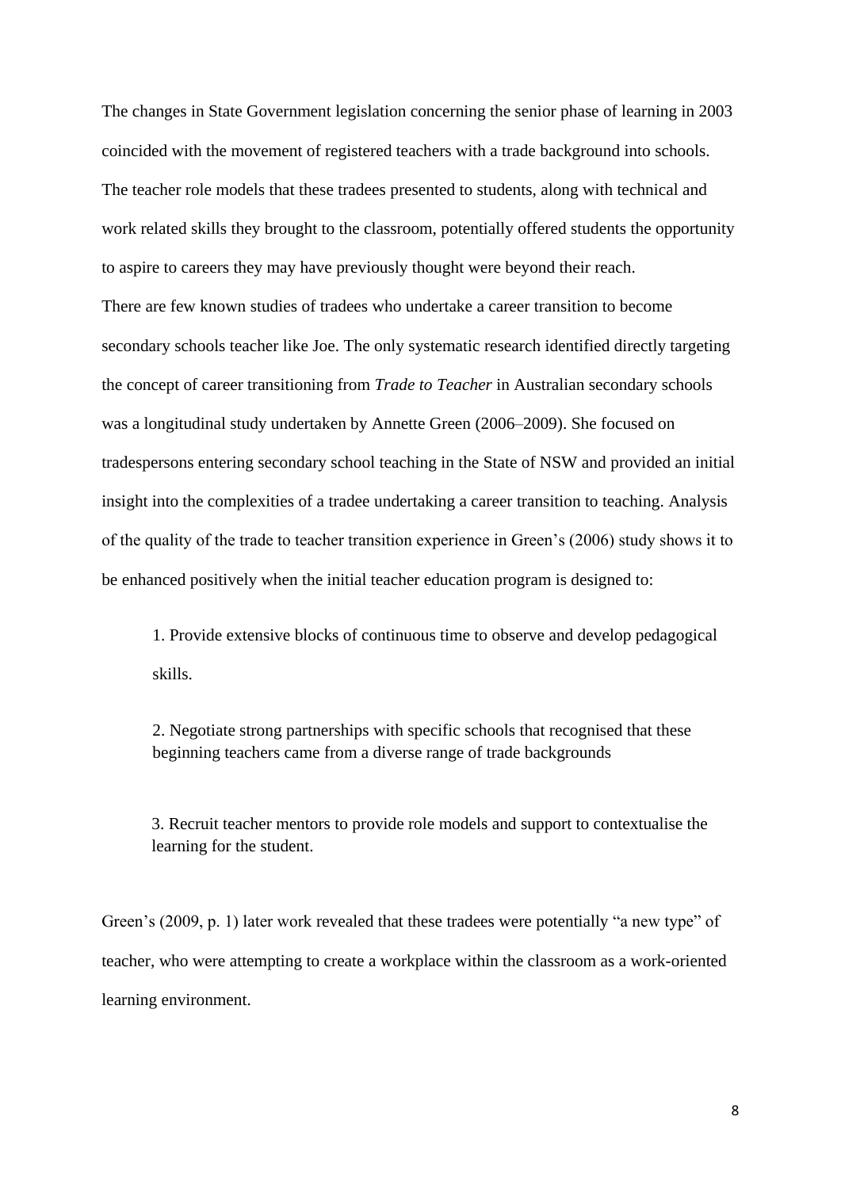The changes in State Government legislation concerning the senior phase of learning in 2003 coincided with the movement of registered teachers with a trade background into schools. The teacher role models that these tradees presented to students, along with technical and work related skills they brought to the classroom, potentially offered students the opportunity to aspire to careers they may have previously thought were beyond their reach.

There are few known studies of tradees who undertake a career transition to become secondary schools teacher like Joe. The only systematic research identified directly targeting the concept of career transitioning from *Trade to Teacher* in Australian secondary schools was a longitudinal study undertaken by Annette Green (2006–2009). She focused on tradespersons entering secondary school teaching in the State of NSW and provided an initial insight into the complexities of a tradee undertaking a career transition to teaching. Analysis of the quality of the trade to teacher transition experience in Green's (2006) study shows it to be enhanced positively when the initial teacher education program is designed to:

1. Provide extensive blocks of continuous time to observe and develop pedagogical skills.

2. Negotiate strong partnerships with specific schools that recognised that these beginning teachers came from a diverse range of trade backgrounds

3. Recruit teacher mentors to provide role models and support to contextualise the learning for the student.

Green's (2009, p. 1) later work revealed that these tradees were potentially "a new type" of teacher, who were attempting to create a workplace within the classroom as a work-oriented learning environment.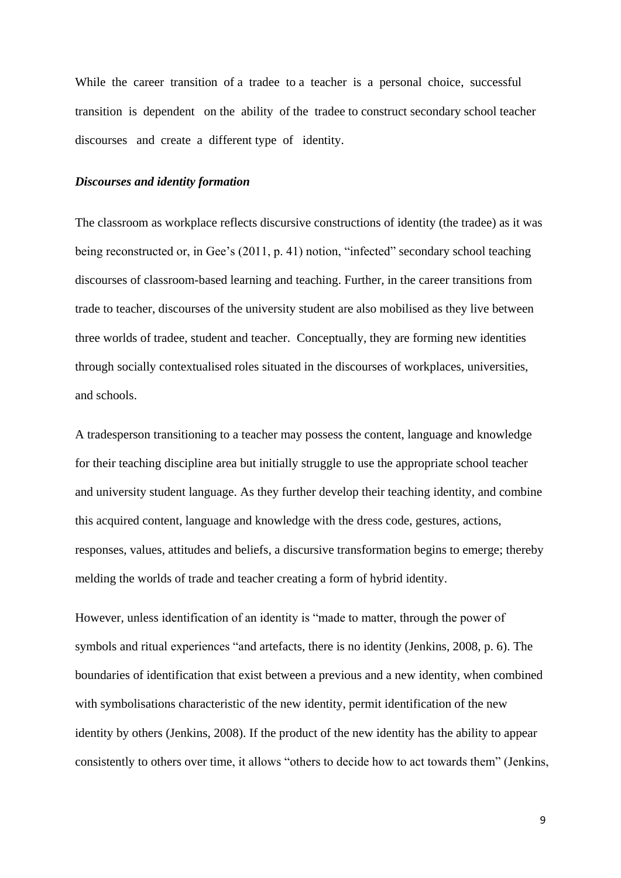While the career transition of a tradee to a teacher is a personal choice, successful transition is dependent on the ability of the tradee to construct secondary school teacher discourses and create a different type of identity.

### *Discourses and identity formation*

The classroom as workplace reflects discursive constructions of identity (the tradee) as it was being reconstructed or, in Gee's (2011, p. 41) notion, "infected" secondary school teaching discourses of classroom-based learning and teaching. Further, in the career transitions from trade to teacher, discourses of the university student are also mobilised as they live between three worlds of tradee, student and teacher. Conceptually, they are forming new identities through socially contextualised roles situated in the discourses of workplaces, universities, and schools.

A tradesperson transitioning to a teacher may possess the content, language and knowledge for their teaching discipline area but initially struggle to use the appropriate school teacher and university student language. As they further develop their teaching identity, and combine this acquired content, language and knowledge with the dress code, gestures, actions, responses, values, attitudes and beliefs, a discursive transformation begins to emerge; thereby melding the worlds of trade and teacher creating a form of hybrid identity.

However, unless identification of an identity is "made to matter, through the power of symbols and ritual experiences "and artefacts, there is no identity (Jenkins, 2008, p. 6). The boundaries of identification that exist between a previous and a new identity, when combined with symbolisations characteristic of the new identity, permit identification of the new identity by others (Jenkins, 2008). If the product of the new identity has the ability to appear consistently to others over time, it allows "others to decide how to act towards them" (Jenkins,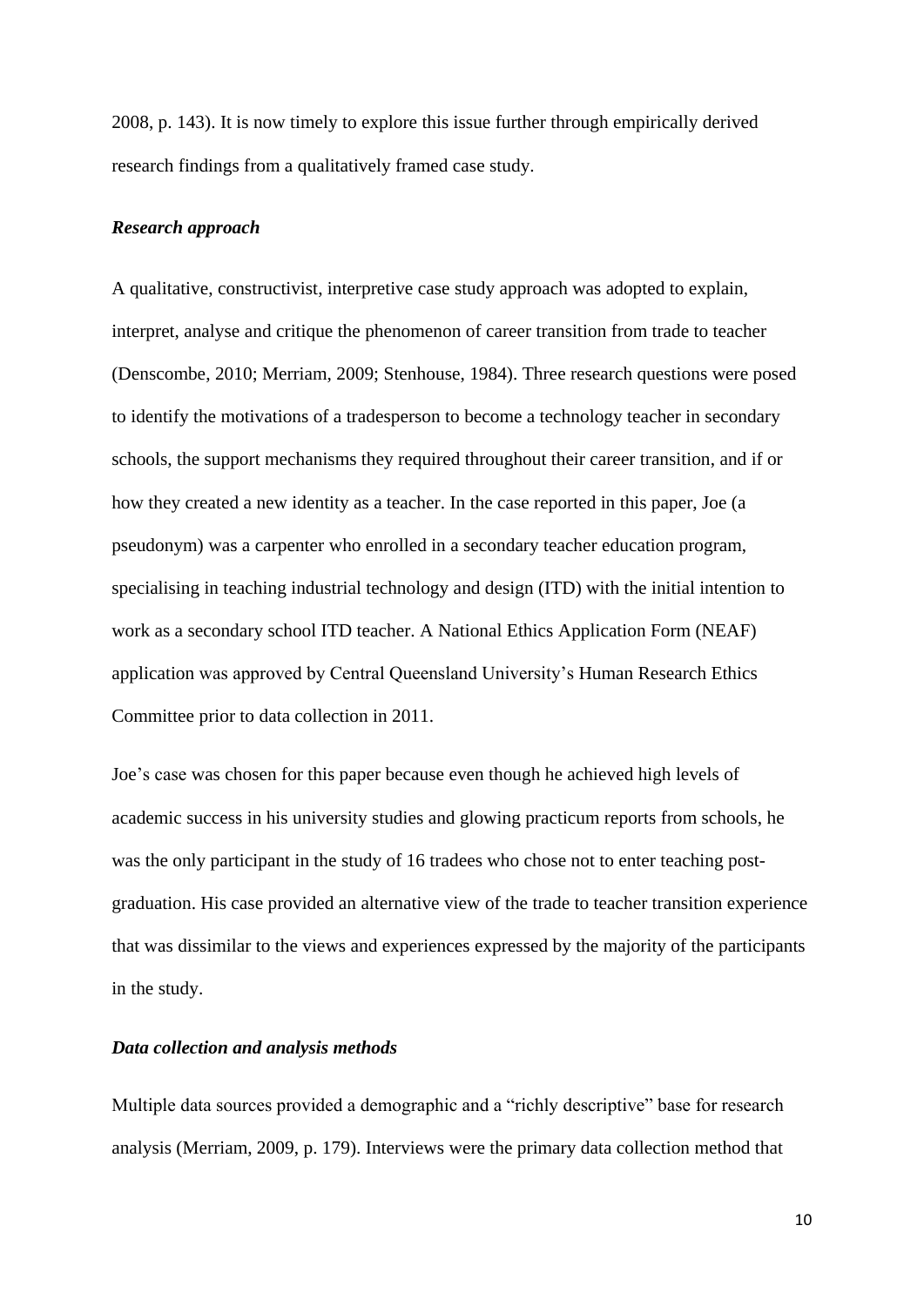2008, p. 143). It is now timely to explore this issue further through empirically derived research findings from a qualitatively framed case study.

### *Research approach*

A qualitative, constructivist, interpretive case study approach was adopted to explain, interpret, analyse and critique the phenomenon of career transition from trade to teacher (Denscombe, 2010; Merriam, 2009; Stenhouse, 1984). Three research questions were posed to identify the motivations of a tradesperson to become a technology teacher in secondary schools, the support mechanisms they required throughout their career transition, and if or how they created a new identity as a teacher. In the case reported in this paper, Joe (a pseudonym) was a carpenter who enrolled in a secondary teacher education program, specialising in teaching industrial technology and design (ITD) with the initial intention to work as a secondary school ITD teacher. A National Ethics Application Form (NEAF) application was approved by Central Queensland University's Human Research Ethics Committee prior to data collection in 2011.

Joe's case was chosen for this paper because even though he achieved high levels of academic success in his university studies and glowing practicum reports from schools, he was the only participant in the study of 16 tradees who chose not to enter teaching post-graduation. His case provided an alternative view of the trade to teacher transition experience that was dissimilar to the views and experiences expressed by the majority of the participants in the study.

### *Data collection and analysis methods*

Multiple data sources provided a demographic and a "richly descriptive" base for research analysis (Merriam, 2009, p. 179). Interviews were the primary data collection method that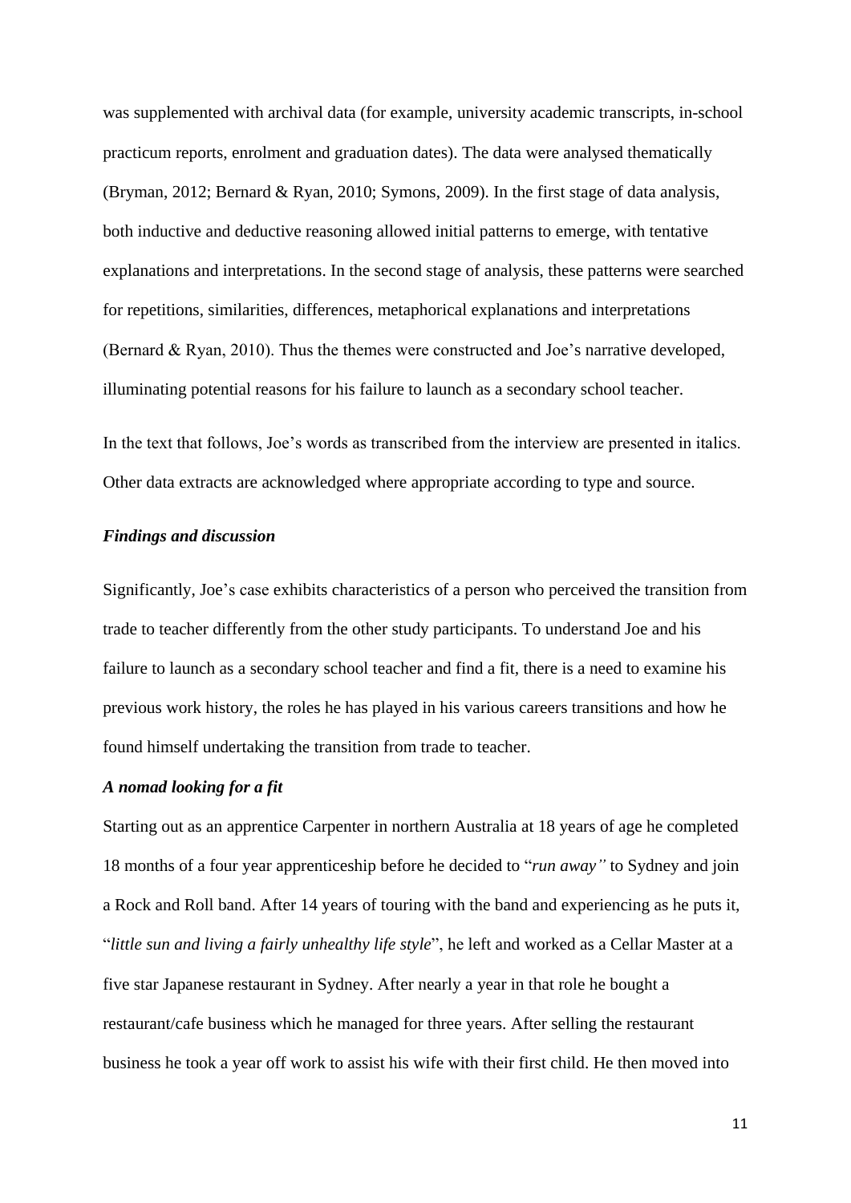was supplemented with archival data (for example, university academic transcripts, in-school practicum reports, enrolment and graduation dates). The data were analysed thematically (Bryman, 2012; Bernard & Ryan, 2010; Symons, 2009). In the first stage of data analysis, both inductive and deductive reasoning allowed initial patterns to emerge, with tentative explanations and interpretations. In the second stage of analysis, these patterns were searched for repetitions, similarities, differences, metaphorical explanations and interpretations (Bernard & Ryan, 2010). Thus the themes were constructed and Joe's narrative developed, illuminating potential reasons for his failure to launch as a secondary school teacher.

In the text that follows, Joe's words as transcribed from the interview are presented in italics. Other data extracts are acknowledged where appropriate according to type and source.

### *Findings and discussion*

Significantly, Joe's case exhibits characteristics of a person who perceived the transition from trade to teacher differently from the other study participants. To understand Joe and his failure to launch as a secondary school teacher and find a fit, there is a need to examine his previous work history, the roles he has played in his various careers transitions and how he found himself undertaking the transition from trade to teacher.

### *A nomad looking for a fit*

Starting out as an apprentice Carpenter in northern Australia at 18 years of age he completed 18 months of a four year apprenticeship before he decided to "*run away"* to Sydney and join a Rock and Roll band. After 14 years of touring with the band and experiencing as he puts it, "*little sun and living a fairly unhealthy life style*", he left and worked as a Cellar Master at a five star Japanese restaurant in Sydney. After nearly a year in that role he bought a restaurant/cafe business which he managed for three years. After selling the restaurant business he took a year off work to assist his wife with their first child. He then moved into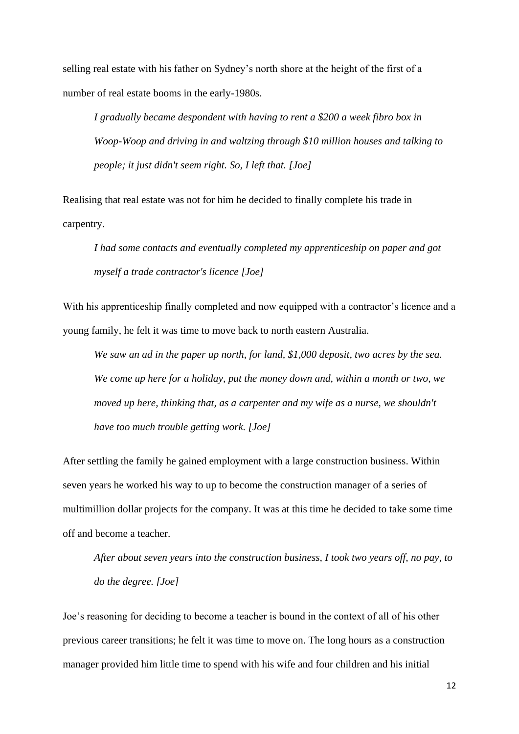selling real estate with his father on Sydney's north shore at the height of the first of a number of real estate booms in the early-1980s.

> *I gradually became despondent with having to rent a $200 a week fibro box in Woop-Woop and driving in and waltzing through $10 million houses and talking to people; it just didn't seem right. So, I left that. [Joe]*

Realising that real estate was not for him he decided to finally complete his trade in carpentry.

> *I had some contacts and eventually completed my apprenticeship on paper and got myself a trade contractor's licence [Joe]*

With his apprenticeship finally completed and now equipped with a contractor's licence and a young family, he felt it was time to move back to north eastern Australia.

> *We saw an ad in the paper up north, for land, $1,000 deposit, two acres by the sea. We come up here for a holiday, put the money down and, within a month or two, we moved up here, thinking that, as a carpenter and my wife as a nurse, we shouldn't have too much trouble getting work. [Joe]*

After settling the family he gained employment with a large construction business. Within seven years he worked his way to up to become the construction manager of a series of multimillion dollar projects for the company. It was at this time he decided to take some time off and become a teacher.

> *After about seven years into the construction business, I took two years off, no pay, to do the degree. [Joe]*

Joe's reasoning for deciding to become a teacher is bound in the context of all of his other previous career transitions; he felt it was time to move on. The long hours as a construction manager provided him little time to spend with his wife and four children and his initial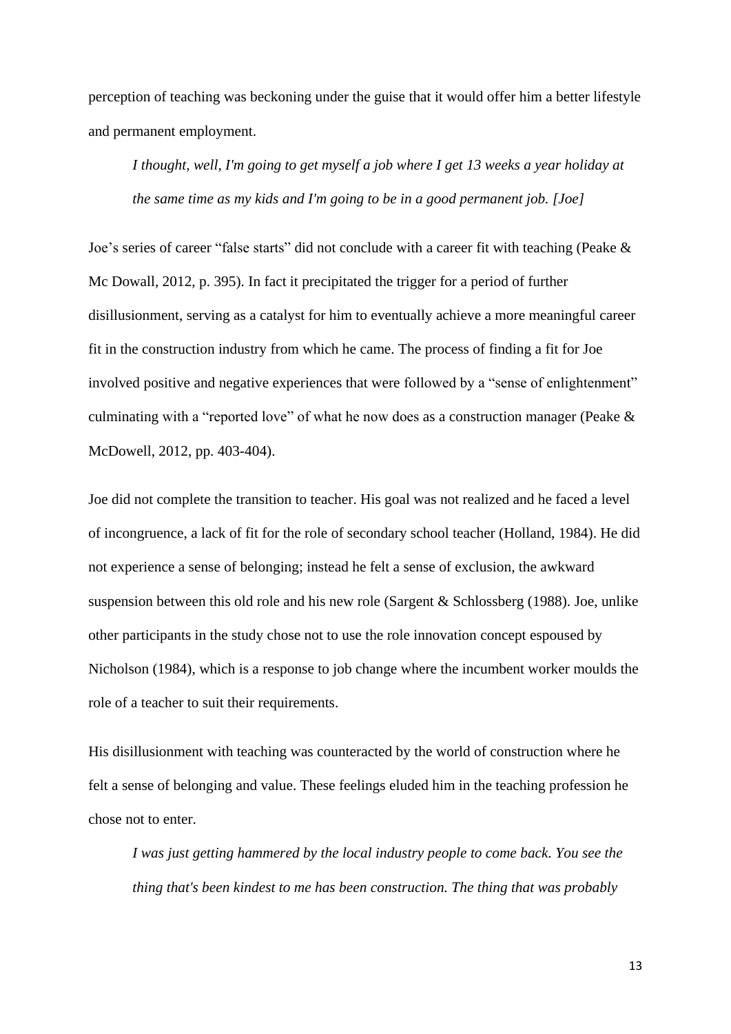perception of teaching was beckoning under the guise that it would offer him a better lifestyle and permanent employment.

> *I thought, well, I'm going to get myself a job where I get 13 weeks a year holiday at the same time as my kids and I'm going to be in a good permanent job. [Joe]*

Joe's series of career "false starts" did not conclude with a career fit with teaching (Peake & Mc Dowall, 2012, p. 395). In fact it precipitated the trigger for a period of further disillusionment, serving as a catalyst for him to eventually achieve a more meaningful career fit in the construction industry from which he came. The process of finding a fit for Joe involved positive and negative experiences that were followed by a "sense of enlightenment" culminating with a "reported love" of what he now does as a construction manager (Peake & McDowell, 2012, pp. 403-404).

Joe did not complete the transition to teacher. His goal was not realized and he faced a level of incongruence, a lack of fit for the role of secondary school teacher (Holland, 1984). He did not experience a sense of belonging; instead he felt a sense of exclusion, the awkward suspension between this old role and his new role (Sargent & Schlossberg (1988). Joe, unlike other participants in the study chose not to use the role innovation concept espoused by Nicholson (1984), which is a response to job change where the incumbent worker moulds the role of a teacher to suit their requirements.

His disillusionment with teaching was counteracted by the world of construction where he felt a sense of belonging and value. These feelings eluded him in the teaching profession he chose not to enter.

> *I was just getting hammered by the local industry people to come back. You see the thing that's been kindest to me has been construction. The thing that was probably*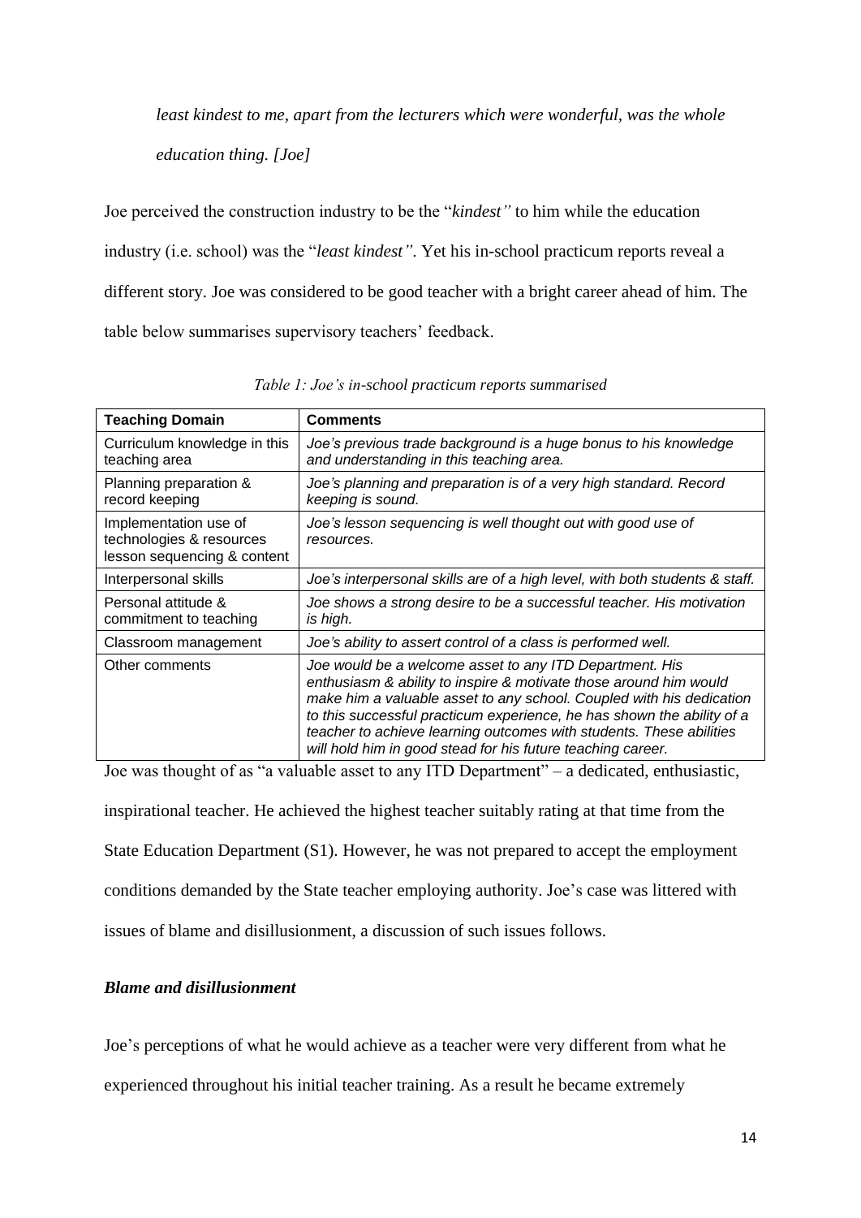*least kindest to me, apart from the lecturers which were wonderful, was the whole education thing. [Joe]*

Joe perceived the construction industry to be the "*kindest"* to him while the education industry (i.e. school) was the "*least kindest"*. Yet his in-school practicum reports reveal a different story. Joe was considered to be good teacher with a bright career ahead of him. The table below summarises supervisory teachers' feedback.

*Table 1: Joe's in-school practicum reports summarised*

| **Teaching Domain** | **Comments** |
|---|---|
| Curriculum knowledge in this teaching area | *Joe's previous trade background is a huge bonus to his knowledge and understanding in this teaching area.* |
| Planning preparation & record keeping | *Joe's planning and preparation is of a very high standard. Record keeping is sound.* |
| Implementation use of technologies & resources lesson sequencing & content | *Joe's lesson sequencing is well thought out with good use of resources.* |
| Interpersonal skills | *Joe's interpersonal skills are of a high level, with both students & staff.* |
| Personal attitude & commitment to teaching | *Joe shows a strong desire to be a successful teacher. His motivation is high.* |
| Classroom management | *Joe's ability to assert control of a class is performed well.* |
| Other comments | *Joe would be a welcome asset to any ITD Department. His enthusiasm & ability to inspire & motivate those around him would make him a valuable asset to any school. Coupled with his dedication to this successful practicum experience, he has shown the ability of a teacher to achieve learning outcomes with students. These abilities will hold him in good stead for his future teaching career.* |

Joe was thought of as "a valuable asset to any ITD Department" – a dedicated, enthusiastic, inspirational teacher. He achieved the highest teacher suitably rating at that time from the State Education Department (S1). However, he was not prepared to accept the employment conditions demanded by the State teacher employing authority. Joe's case was littered with issues of blame and disillusionment, a discussion of such issues follows.

### *Blame and disillusionment*

Joe's perceptions of what he would achieve as a teacher were very different from what he experienced throughout his initial teacher training. As a result he became extremely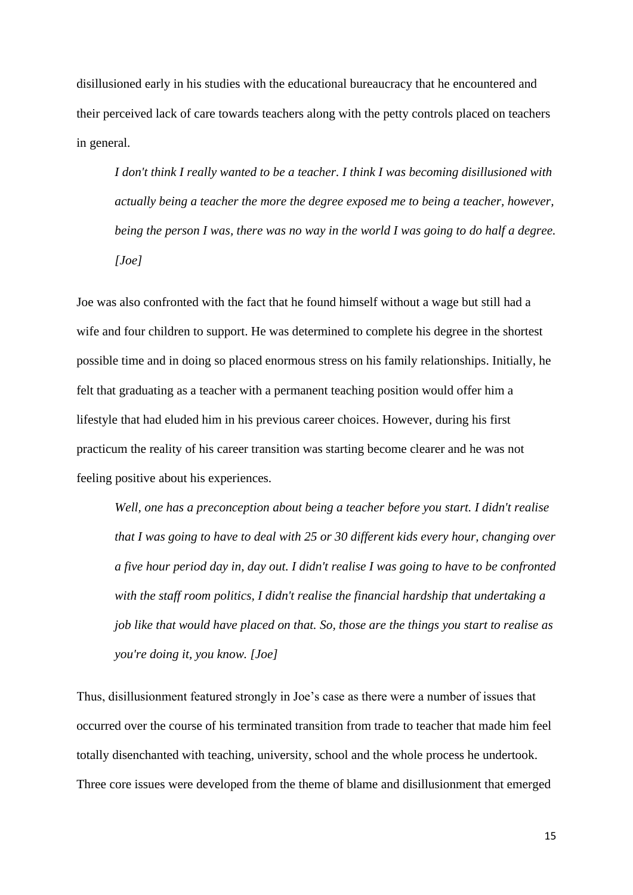disillusioned early in his studies with the educational bureaucracy that he encountered and their perceived lack of care towards teachers along with the petty controls placed on teachers in general.

> *I don't think I really wanted to be a teacher. I think I was becoming disillusioned with actually being a teacher the more the degree exposed me to being a teacher, however, being the person I was, there was no way in the world I was going to do half a degree. [Joe]*

Joe was also confronted with the fact that he found himself without a wage but still had a wife and four children to support. He was determined to complete his degree in the shortest possible time and in doing so placed enormous stress on his family relationships. Initially, he felt that graduating as a teacher with a permanent teaching position would offer him a lifestyle that had eluded him in his previous career choices. However, during his first practicum the reality of his career transition was starting become clearer and he was not feeling positive about his experiences.

> *Well, one has a preconception about being a teacher before you start. I didn't realise that I was going to have to deal with 25 or 30 different kids every hour, changing over a five hour period day in, day out. I didn't realise I was going to have to be confronted with the staff room politics, I didn't realise the financial hardship that undertaking a job like that would have placed on that. So, those are the things you start to realise as you're doing it, you know. [Joe]*

Thus, disillusionment featured strongly in Joe's case as there were a number of issues that occurred over the course of his terminated transition from trade to teacher that made him feel totally disenchanted with teaching, university, school and the whole process he undertook. Three core issues were developed from the theme of blame and disillusionment that emerged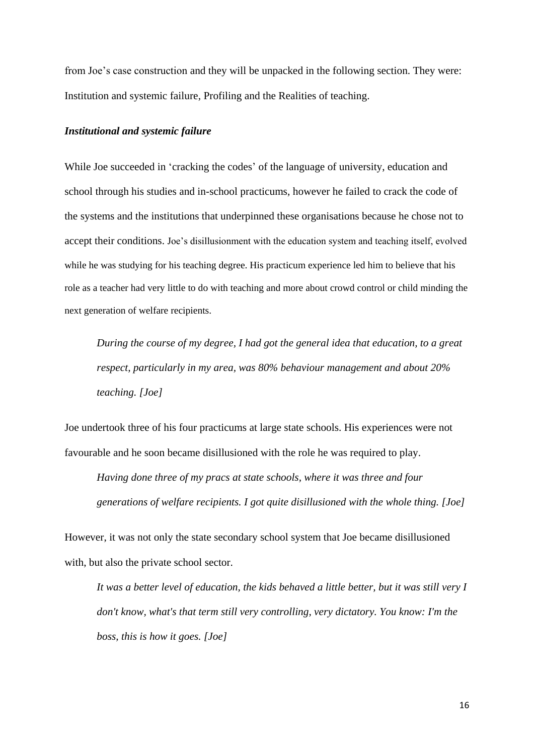from Joe's case construction and they will be unpacked in the following section. They were: Institution and systemic failure, Profiling and the Realities of teaching.

***Institutional and systemic failure***

While Joe succeeded in 'cracking the codes' of the language of university, education and school through his studies and in-school practicums, however he failed to crack the code of the systems and the institutions that underpinned these organisations because he chose not to accept their conditions. Joe's disillusionment with the education system and teaching itself, evolved while he was studying for his teaching degree. His practicum experience led him to believe that his role as a teacher had very little to do with teaching and more about crowd control or child minding the next generation of welfare recipients.

> *During the course of my degree, I had got the general idea that education, to a great respect, particularly in my area, was 80% behaviour management and about 20% teaching. [Joe]*

Joe undertook three of his four practicums at large state schools. His experiences were not favourable and he soon became disillusioned with the role he was required to play.

> *Having done three of my pracs at state schools, where it was three and four generations of welfare recipients. I got quite disillusioned with the whole thing. [Joe]*

However, it was not only the state secondary school system that Joe became disillusioned with, but also the private school sector.

> *It was a better level of education, the kids behaved a little better, but it was still very I don't know, what's that term still very controlling, very dictatory. You know: I'm the boss, this is how it goes. [Joe]*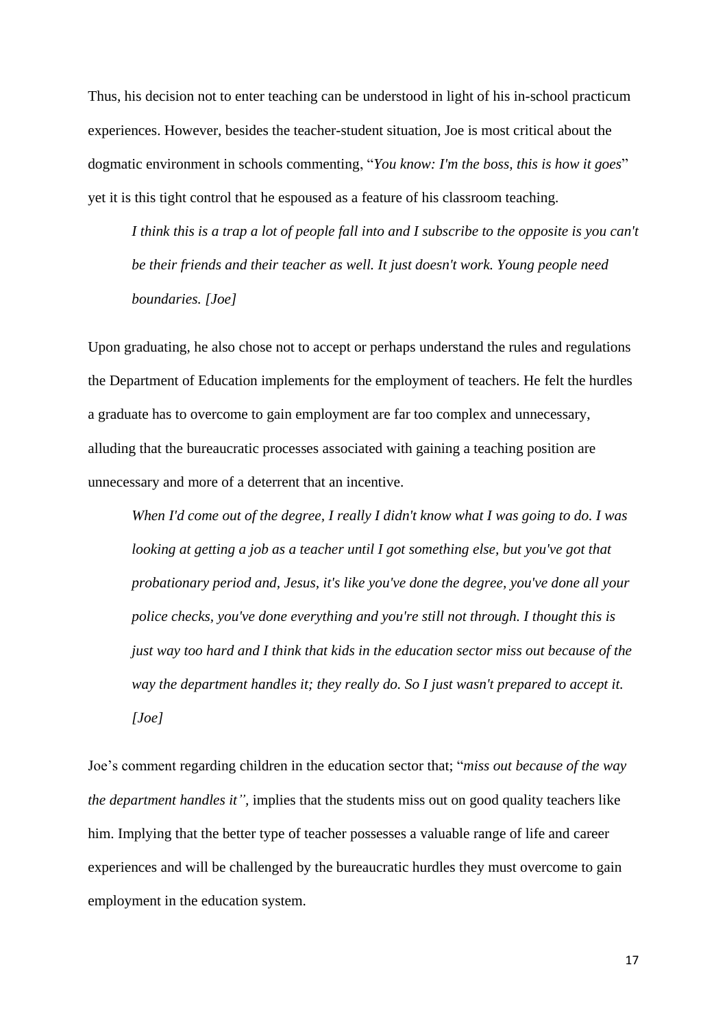Thus, his decision not to enter teaching can be understood in light of his in-school practicum experiences. However, besides the teacher-student situation, Joe is most critical about the dogmatic environment in schools commenting, "*You know: I'm the boss, this is how it goes*" yet it is this tight control that he espoused as a feature of his classroom teaching.

> *I think this is a trap a lot of people fall into and I subscribe to the opposite is you can't be their friends and their teacher as well. It just doesn't work. Young people need boundaries. [Joe]*

Upon graduating, he also chose not to accept or perhaps understand the rules and regulations the Department of Education implements for the employment of teachers. He felt the hurdles a graduate has to overcome to gain employment are far too complex and unnecessary, alluding that the bureaucratic processes associated with gaining a teaching position are unnecessary and more of a deterrent that an incentive.

> *When I'd come out of the degree, I really I didn't know what I was going to do. I was looking at getting a job as a teacher until I got something else, but you've got that probationary period and, Jesus, it's like you've done the degree, you've done all your police checks, you've done everything and you're still not through. I thought this is just way too hard and I think that kids in the education sector miss out because of the way the department handles it; they really do. So I just wasn't prepared to accept it. [Joe]*

Joe's comment regarding children in the education sector that; "*miss out because of the way the department handles it"*, implies that the students miss out on good quality teachers like him. Implying that the better type of teacher possesses a valuable range of life and career experiences and will be challenged by the bureaucratic hurdles they must overcome to gain employment in the education system.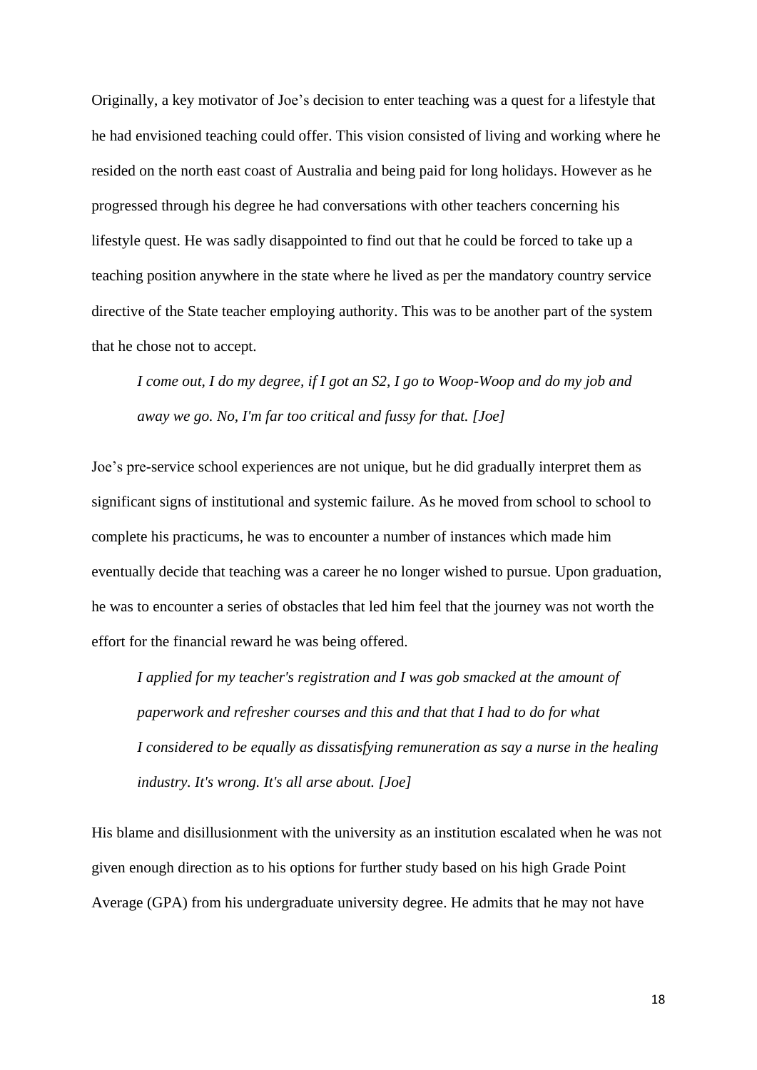Originally, a key motivator of Joe's decision to enter teaching was a quest for a lifestyle that he had envisioned teaching could offer. This vision consisted of living and working where he resided on the north east coast of Australia and being paid for long holidays. However as he progressed through his degree he had conversations with other teachers concerning his lifestyle quest. He was sadly disappointed to find out that he could be forced to take up a teaching position anywhere in the state where he lived as per the mandatory country service directive of the State teacher employing authority. This was to be another part of the system that he chose not to accept.

> *I come out, I do my degree, if I got an S2, I go to Woop-Woop and do my job and away we go. No, I'm far too critical and fussy for that. [Joe]*

Joe's pre-service school experiences are not unique, but he did gradually interpret them as significant signs of institutional and systemic failure. As he moved from school to school to complete his practicums, he was to encounter a number of instances which made him eventually decide that teaching was a career he no longer wished to pursue. Upon graduation, he was to encounter a series of obstacles that led him feel that the journey was not worth the effort for the financial reward he was being offered.

> *I applied for my teacher's registration and I was gob smacked at the amount of paperwork and refresher courses and this and that that I had to do for what I considered to be equally as dissatisfying remuneration as say a nurse in the healing industry. It's wrong. It's all arse about. [Joe]*

His blame and disillusionment with the university as an institution escalated when he was not given enough direction as to his options for further study based on his high Grade Point Average (GPA) from his undergraduate university degree. He admits that he may not have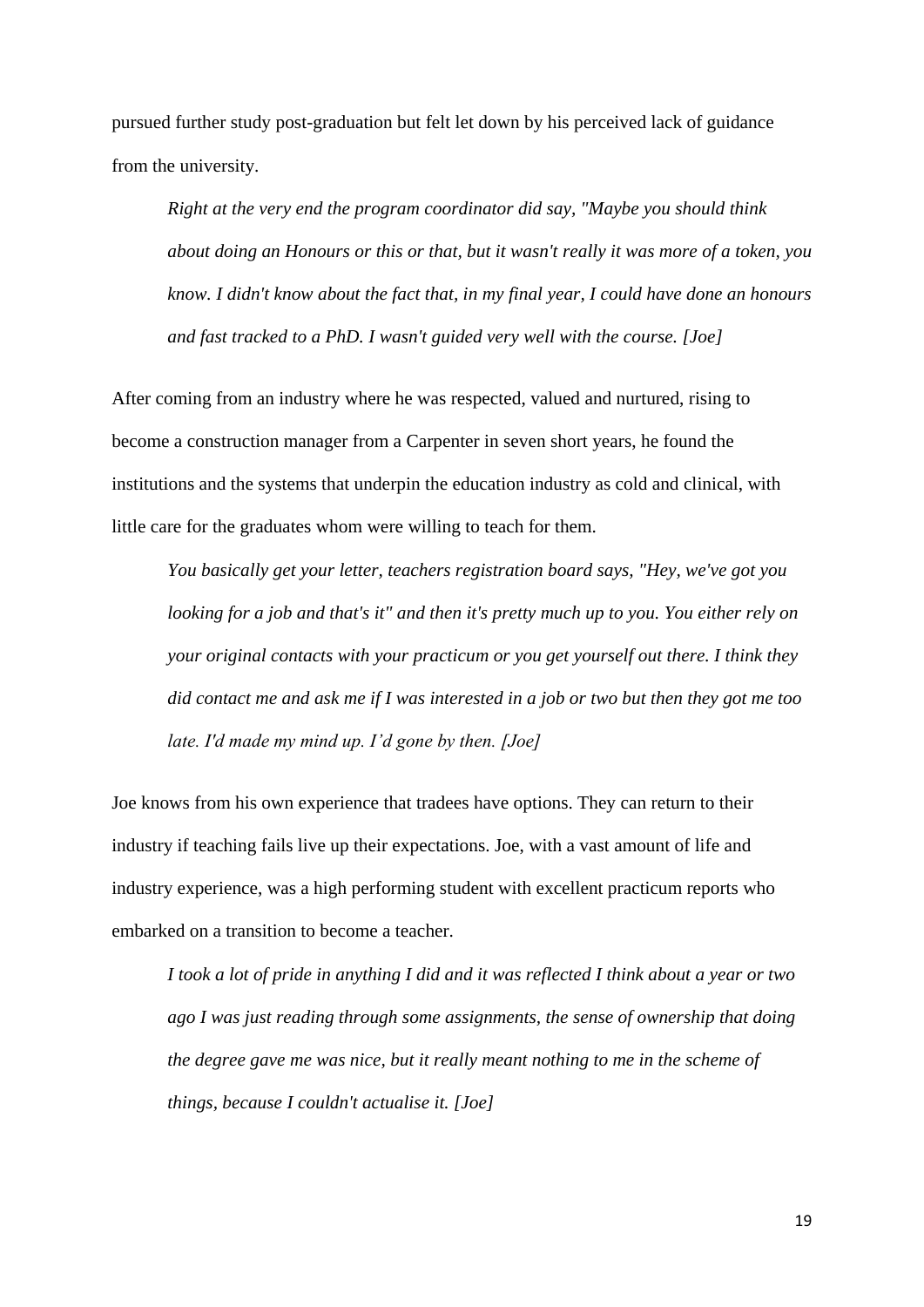pursued further study post-graduation but felt let down by his perceived lack of guidance from the university.

> *Right at the very end the program coordinator did say, "Maybe you should think about doing an Honours or this or that, but it wasn't really it was more of a token, you know. I didn't know about the fact that, in my final year, I could have done an honours and fast tracked to a PhD. I wasn't guided very well with the course. [Joe]*

After coming from an industry where he was respected, valued and nurtured, rising to become a construction manager from a Carpenter in seven short years, he found the institutions and the systems that underpin the education industry as cold and clinical, with little care for the graduates whom were willing to teach for them.

> *You basically get your letter, teachers registration board says, "Hey, we've got you looking for a job and that's it" and then it's pretty much up to you. You either rely on your original contacts with your practicum or you get yourself out there. I think they did contact me and ask me if I was interested in a job or two but then they got me too late. I'd made my mind up. I'd gone by then. [Joe]*

Joe knows from his own experience that tradees have options. They can return to their industry if teaching fails live up their expectations. Joe, with a vast amount of life and industry experience, was a high performing student with excellent practicum reports who embarked on a transition to become a teacher.

> *I took a lot of pride in anything I did and it was reflected I think about a year or two ago I was just reading through some assignments, the sense of ownership that doing the degree gave me was nice, but it really meant nothing to me in the scheme of things, because I couldn't actualise it. [Joe]*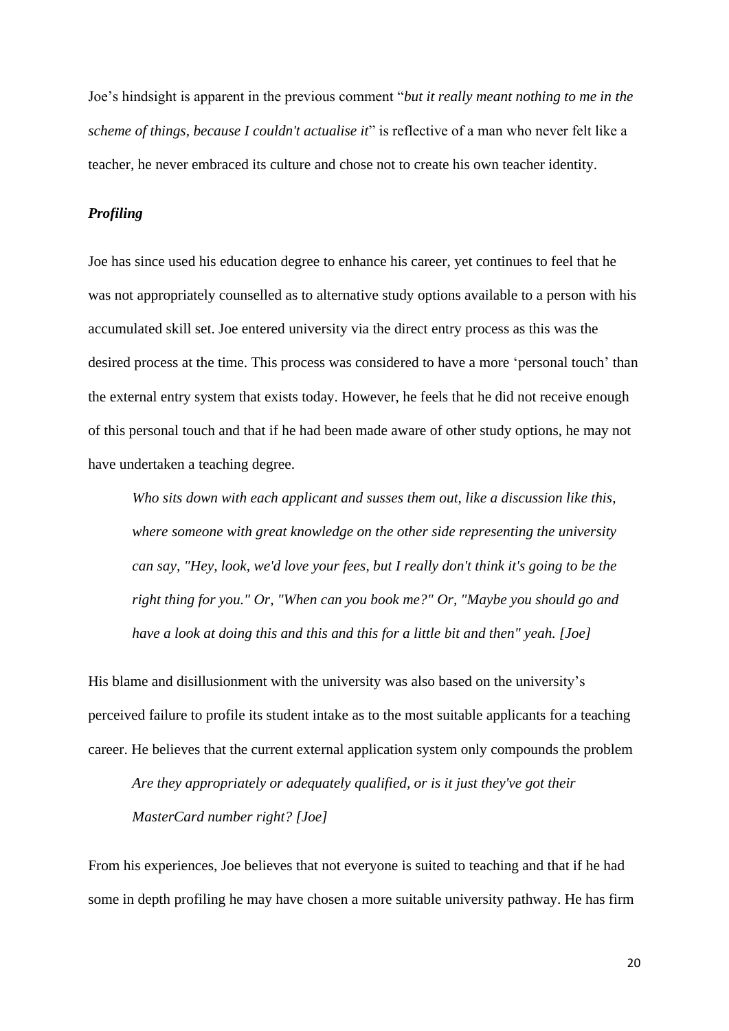Joe's hindsight is apparent in the previous comment "*but it really meant nothing to me in the scheme of things, because I couldn't actualise it*" is reflective of a man who never felt like a teacher, he never embraced its culture and chose not to create his own teacher identity.

***Profiling***

Joe has since used his education degree to enhance his career, yet continues to feel that he was not appropriately counselled as to alternative study options available to a person with his accumulated skill set. Joe entered university via the direct entry process as this was the desired process at the time. This process was considered to have a more 'personal touch' than the external entry system that exists today. However, he feels that he did not receive enough of this personal touch and that if he had been made aware of other study options, he may not have undertaken a teaching degree.

> *Who sits down with each applicant and susses them out, like a discussion like this, where someone with great knowledge on the other side representing the university can say, "Hey, look, we'd love your fees, but I really don't think it's going to be the right thing for you." Or, "When can you book me?" Or, "Maybe you should go and have a look at doing this and this and this for a little bit and then" yeah. [Joe]*

His blame and disillusionment with the university was also based on the university's perceived failure to profile its student intake as to the most suitable applicants for a teaching career. He believes that the current external application system only compounds the problem

> *Are they appropriately or adequately qualified, or is it just they've got their MasterCard number right? [Joe]*

From his experiences, Joe believes that not everyone is suited to teaching and that if he had some in depth profiling he may have chosen a more suitable university pathway. He has firm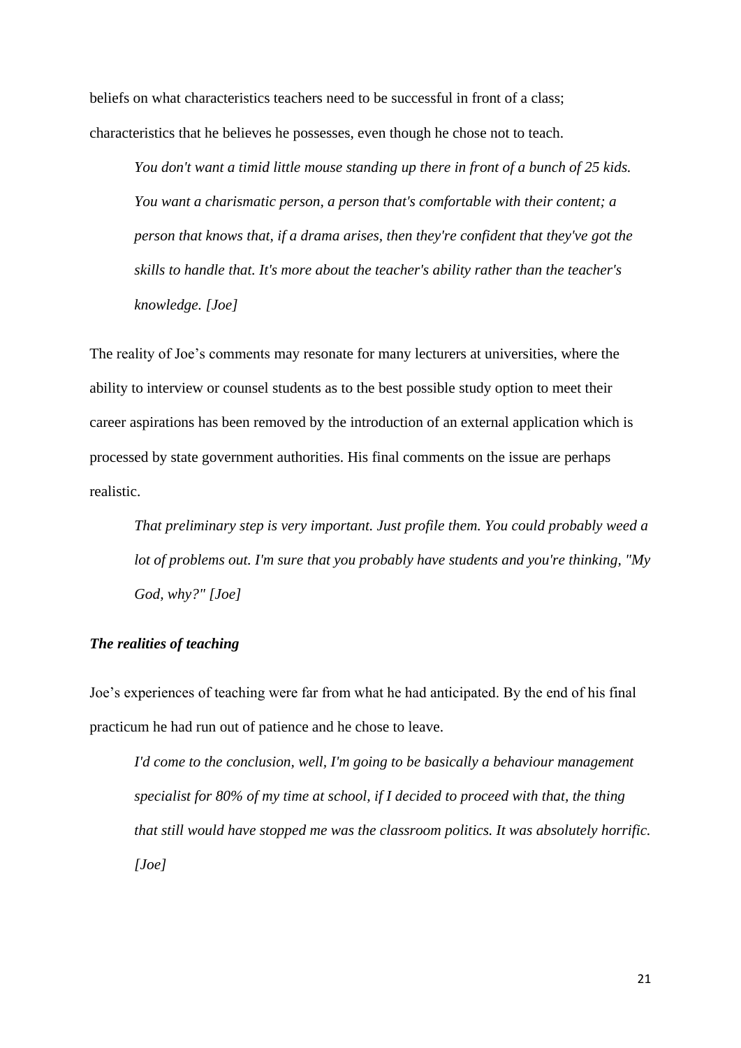beliefs on what characteristics teachers need to be successful in front of a class; characteristics that he believes he possesses, even though he chose not to teach.

> *You don't want a timid little mouse standing up there in front of a bunch of 25 kids. You want a charismatic person, a person that's comfortable with their content; a person that knows that, if a drama arises, then they're confident that they've got the skills to handle that. It's more about the teacher's ability rather than the teacher's knowledge. [Joe]*

The reality of Joe's comments may resonate for many lecturers at universities, where the ability to interview or counsel students as to the best possible study option to meet their career aspirations has been removed by the introduction of an external application which is processed by state government authorities. His final comments on the issue are perhaps realistic.

> *That preliminary step is very important. Just profile them. You could probably weed a lot of problems out. I'm sure that you probably have students and you're thinking, "My God, why?" [Joe]*

### *The realities of teaching*

Joe's experiences of teaching were far from what he had anticipated. By the end of his final practicum he had run out of patience and he chose to leave.

> *I'd come to the conclusion, well, I'm going to be basically a behaviour management specialist for 80% of my time at school, if I decided to proceed with that, the thing that still would have stopped me was the classroom politics. It was absolutely horrific. [Joe]*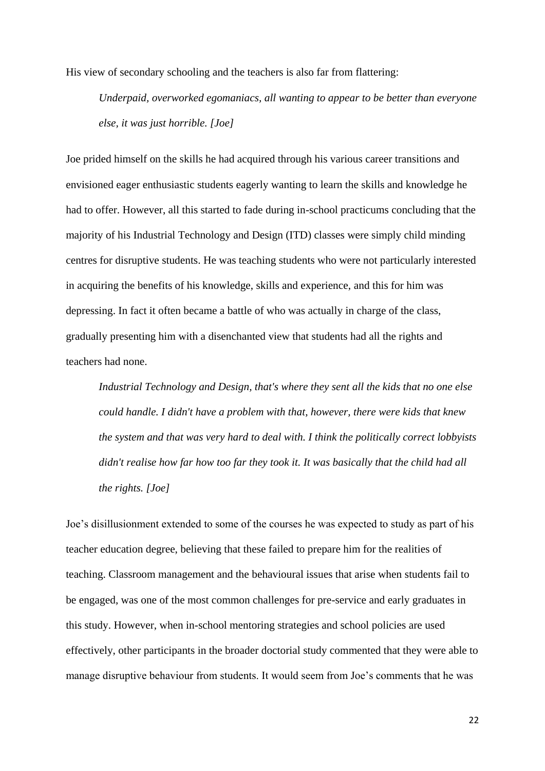His view of secondary schooling and the teachers is also far from flattering:

> *Underpaid, overworked egomaniacs, all wanting to appear to be better than everyone else, it was just horrible. [Joe]*

Joe prided himself on the skills he had acquired through his various career transitions and envisioned eager enthusiastic students eagerly wanting to learn the skills and knowledge he had to offer. However, all this started to fade during in-school practicums concluding that the majority of his Industrial Technology and Design (ITD) classes were simply child minding centres for disruptive students. He was teaching students who were not particularly interested in acquiring the benefits of his knowledge, skills and experience, and this for him was depressing. In fact it often became a battle of who was actually in charge of the class, gradually presenting him with a disenchanted view that students had all the rights and teachers had none.

> *Industrial Technology and Design, that's where they sent all the kids that no one else could handle. I didn't have a problem with that, however, there were kids that knew the system and that was very hard to deal with. I think the politically correct lobbyists didn't realise how far how too far they took it. It was basically that the child had all the rights. [Joe]*

Joe's disillusionment extended to some of the courses he was expected to study as part of his teacher education degree, believing that these failed to prepare him for the realities of teaching. Classroom management and the behavioural issues that arise when students fail to be engaged, was one of the most common challenges for pre-service and early graduates in this study. However, when in-school mentoring strategies and school policies are used effectively, other participants in the broader doctorial study commented that they were able to manage disruptive behaviour from students. It would seem from Joe's comments that he was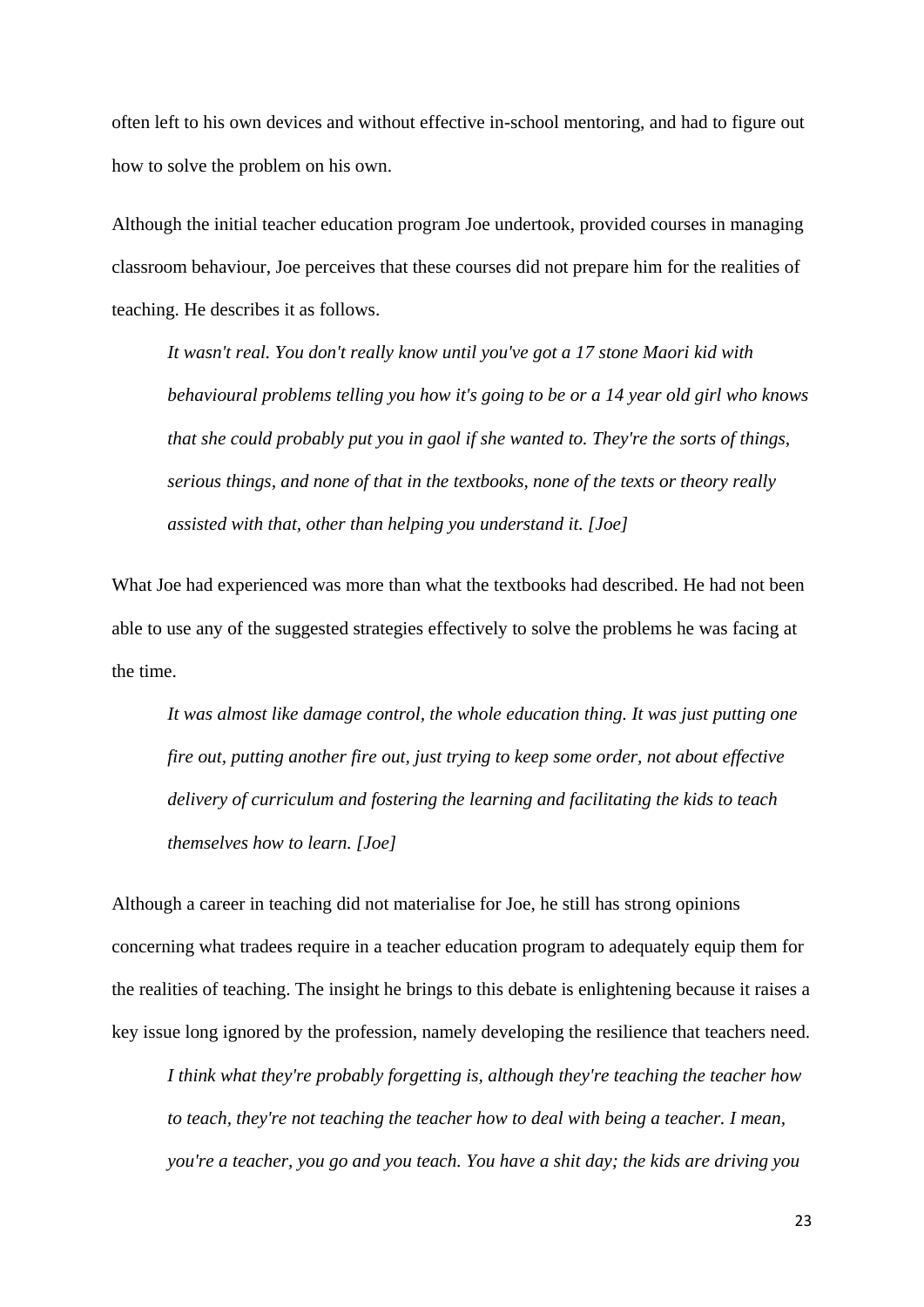often left to his own devices and without effective in-school mentoring, and had to figure out how to solve the problem on his own.

Although the initial teacher education program Joe undertook, provided courses in managing classroom behaviour, Joe perceives that these courses did not prepare him for the realities of teaching. He describes it as follows.

> *It wasn't real. You don't really know until you've got a 17 stone Maori kid with behavioural problems telling you how it's going to be or a 14 year old girl who knows that she could probably put you in gaol if she wanted to. They're the sorts of things, serious things, and none of that in the textbooks, none of the texts or theory really assisted with that, other than helping you understand it. [Joe]*

What Joe had experienced was more than what the textbooks had described. He had not been able to use any of the suggested strategies effectively to solve the problems he was facing at the time.

> *It was almost like damage control, the whole education thing. It was just putting one fire out, putting another fire out, just trying to keep some order, not about effective delivery of curriculum and fostering the learning and facilitating the kids to teach themselves how to learn. [Joe]*

Although a career in teaching did not materialise for Joe, he still has strong opinions concerning what tradees require in a teacher education program to adequately equip them for the realities of teaching. The insight he brings to this debate is enlightening because it raises a key issue long ignored by the profession, namely developing the resilience that teachers need.

> *I think what they're probably forgetting is, although they're teaching the teacher how to teach, they're not teaching the teacher how to deal with being a teacher. I mean, you're a teacher, you go and you teach. You have a shit day; the kids are driving you*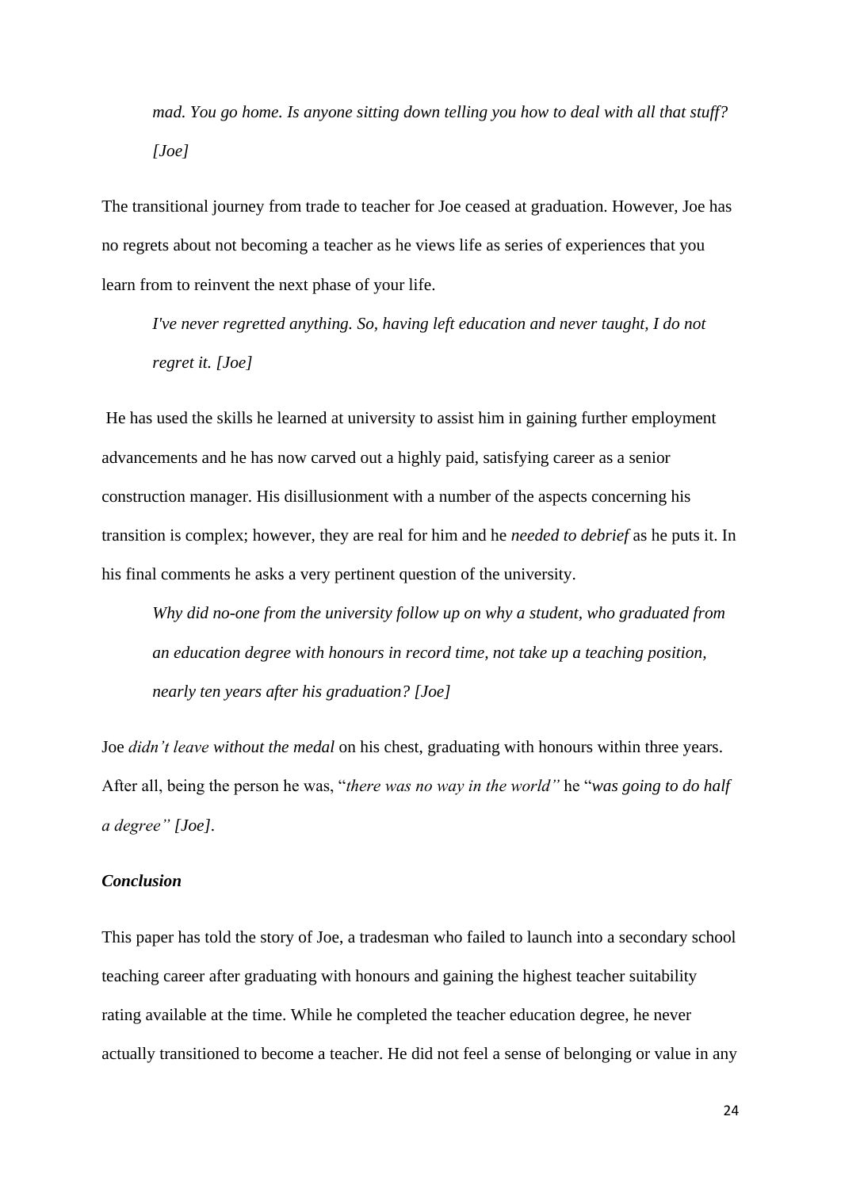> *mad. You go home. Is anyone sitting down telling you how to deal with all that stuff? [Joe]*

The transitional journey from trade to teacher for Joe ceased at graduation. However, Joe has no regrets about not becoming a teacher as he views life as series of experiences that you learn from to reinvent the next phase of your life.

> *I've never regretted anything. So, having left education and never taught, I do not regret it. [Joe]*

He has used the skills he learned at university to assist him in gaining further employment advancements and he has now carved out a highly paid, satisfying career as a senior construction manager. His disillusionment with a number of the aspects concerning his transition is complex; however, they are real for him and he *needed to debrief* as he puts it. In his final comments he asks a very pertinent question of the university.

> *Why did no-one from the university follow up on why a student, who graduated from an education degree with honours in record time, not take up a teaching position, nearly ten years after his graduation? [Joe]*

Joe *didn't leave without the medal* on his chest, graduating with honours within three years. After all, being the person he was, "*there was no way in the world"* he "*was going to do half a degree" [Joe]*.

### *Conclusion*

This paper has told the story of Joe, a tradesman who failed to launch into a secondary school teaching career after graduating with honours and gaining the highest teacher suitability rating available at the time. While he completed the teacher education degree, he never actually transitioned to become a teacher. He did not feel a sense of belonging or value in any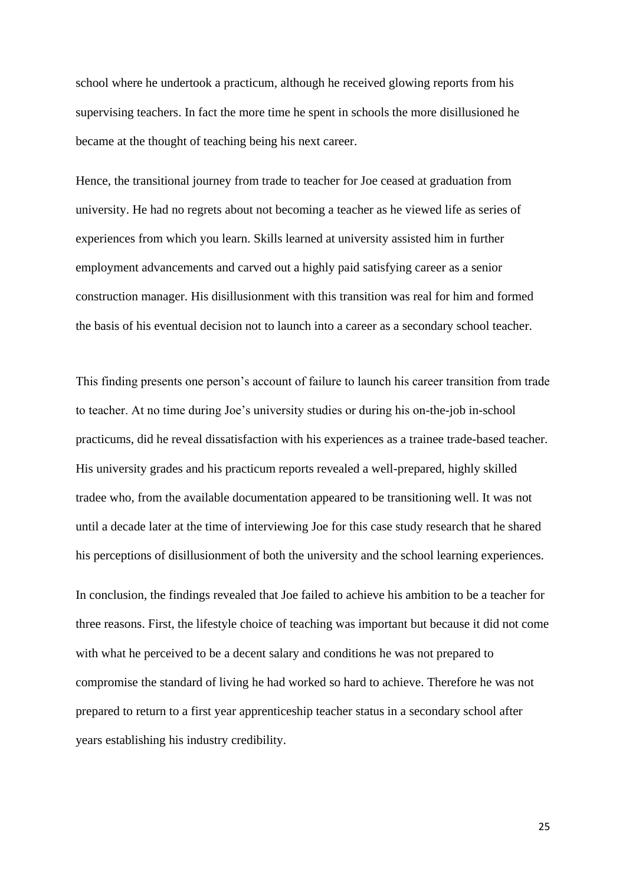school where he undertook a practicum, although he received glowing reports from his supervising teachers. In fact the more time he spent in schools the more disillusioned he became at the thought of teaching being his next career.

Hence, the transitional journey from trade to teacher for Joe ceased at graduation from university. He had no regrets about not becoming a teacher as he viewed life as series of experiences from which you learn. Skills learned at university assisted him in further employment advancements and carved out a highly paid satisfying career as a senior construction manager. His disillusionment with this transition was real for him and formed the basis of his eventual decision not to launch into a career as a secondary school teacher.

This finding presents one person's account of failure to launch his career transition from trade to teacher. At no time during Joe's university studies or during his on-the-job in-school practicums, did he reveal dissatisfaction with his experiences as a trainee trade-based teacher. His university grades and his practicum reports revealed a well-prepared, highly skilled tradee who, from the available documentation appeared to be transitioning well. It was not until a decade later at the time of interviewing Joe for this case study research that he shared his perceptions of disillusionment of both the university and the school learning experiences.

In conclusion, the findings revealed that Joe failed to achieve his ambition to be a teacher for three reasons. First, the lifestyle choice of teaching was important but because it did not come with what he perceived to be a decent salary and conditions he was not prepared to compromise the standard of living he had worked so hard to achieve. Therefore he was not prepared to return to a first year apprenticeship teacher status in a secondary school after years establishing his industry credibility.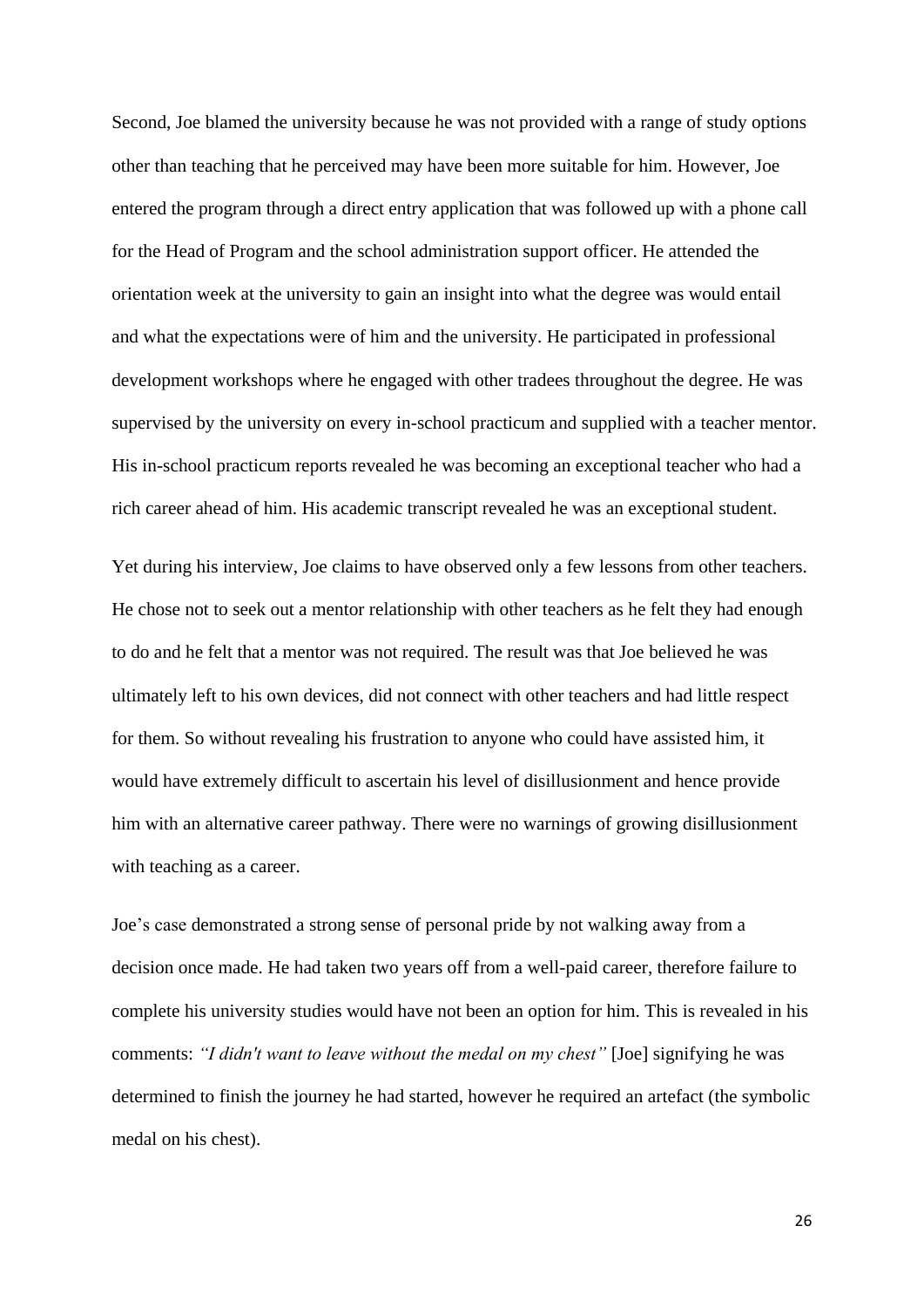Second, Joe blamed the university because he was not provided with a range of study options other than teaching that he perceived may have been more suitable for him. However, Joe entered the program through a direct entry application that was followed up with a phone call for the Head of Program and the school administration support officer. He attended the orientation week at the university to gain an insight into what the degree was would entail and what the expectations were of him and the university. He participated in professional development workshops where he engaged with other tradees throughout the degree. He was supervised by the university on every in-school practicum and supplied with a teacher mentor. His in-school practicum reports revealed he was becoming an exceptional teacher who had a rich career ahead of him. His academic transcript revealed he was an exceptional student.

Yet during his interview, Joe claims to have observed only a few lessons from other teachers. He chose not to seek out a mentor relationship with other teachers as he felt they had enough to do and he felt that a mentor was not required. The result was that Joe believed he was ultimately left to his own devices, did not connect with other teachers and had little respect for them. So without revealing his frustration to anyone who could have assisted him, it would have extremely difficult to ascertain his level of disillusionment and hence provide him with an alternative career pathway. There were no warnings of growing disillusionment with teaching as a career.

Joe's case demonstrated a strong sense of personal pride by not walking away from a decision once made. He had taken two years off from a well-paid career, therefore failure to complete his university studies would have not been an option for him. This is revealed in his comments: *"I didn't want to leave without the medal on my chest"* [Joe] signifying he was determined to finish the journey he had started, however he required an artefact (the symbolic medal on his chest).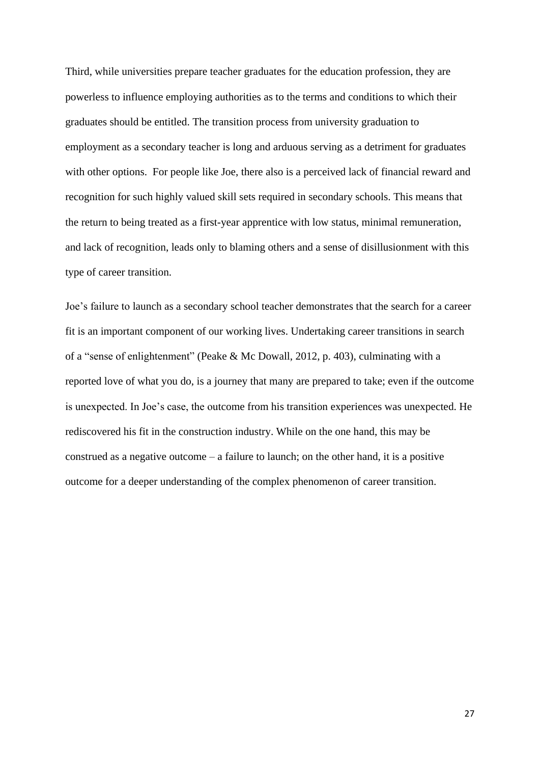Third, while universities prepare teacher graduates for the education profession, they are powerless to influence employing authorities as to the terms and conditions to which their graduates should be entitled. The transition process from university graduation to employment as a secondary teacher is long and arduous serving as a detriment for graduates with other options. For people like Joe, there also is a perceived lack of financial reward and recognition for such highly valued skill sets required in secondary schools. This means that the return to being treated as a first-year apprentice with low status, minimal remuneration, and lack of recognition, leads only to blaming others and a sense of disillusionment with this type of career transition.

Joe's failure to launch as a secondary school teacher demonstrates that the search for a career fit is an important component of our working lives. Undertaking career transitions in search of a "sense of enlightenment" (Peake & Mc Dowall, 2012, p. 403), culminating with a reported love of what you do, is a journey that many are prepared to take; even if the outcome is unexpected. In Joe's case, the outcome from his transition experiences was unexpected. He rediscovered his fit in the construction industry. While on the one hand, this may be construed as a negative outcome – a failure to launch; on the other hand, it is a positive outcome for a deeper understanding of the complex phenomenon of career transition.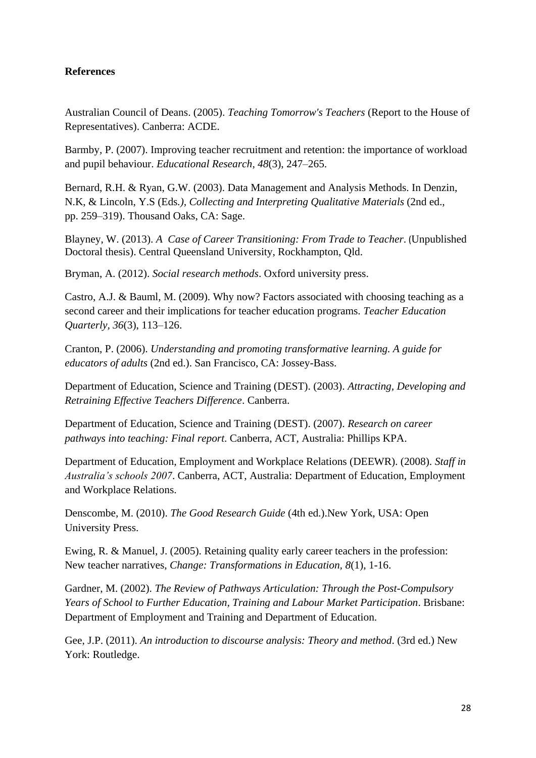**References**

Australian Council of Deans. (2005). *Teaching Tomorrow's Teachers* (Report to the House of Representatives). Canberra: ACDE.

Barmby, P. (2007). Improving teacher recruitment and retention: the importance of workload and pupil behaviour. *Educational Research, 48*(3), 247–265.

Bernard, R.H. & Ryan, G.W. (2003). Data Management and Analysis Methods. In Denzin, N.K, & Lincoln, Y.S (Eds*.), Collecting and Interpreting Qualitative Materials* (2nd ed., pp. 259–319). Thousand Oaks, CA: Sage.

Blayney, W. (2013). *A  Case of Career Transitioning: From Trade to Teacher*. (Unpublished Doctoral thesis). Central Queensland University, Rockhampton, Qld.

Bryman, A. (2012). *Social research methods*. Oxford university press.

Castro, A.J. & Bauml, M. (2009). Why now? Factors associated with choosing teaching as a second career and their implications for teacher education programs. *Teacher Education Quarterly, 36*(3), 113–126.

Cranton, P. (2006). *Understanding and promoting transformative learning. A guide for educators of adults* (2nd ed.). San Francisco, CA: Jossey-Bass.

Department of Education, Science and Training (DEST). (2003). *Attracting, Developing and Retraining Effective Teachers Difference*. Canberra.

Department of Education, Science and Training (DEST). (2007). *Research on career pathways into teaching: Final report*. Canberra, ACT, Australia: Phillips KPA.

Department of Education, Employment and Workplace Relations (DEEWR). (2008). *Staff in Australia's schools 2007*. Canberra, ACT, Australia: Department of Education, Employment and Workplace Relations.

Denscombe, M. (2010). *The Good Research Guide* (4th ed.).New York, USA: Open University Press.

Ewing, R. & Manuel, J. (2005). Retaining quality early career teachers in the profession: New teacher narratives, *Change: Transformations in Education, 8*(1), 1-16.

Gardner, M. (2002). *The Review of Pathways Articulation: Through the Post-Compulsory Years of School to Further Education, Training and Labour Market Participation*. Brisbane: Department of Employment and Training and Department of Education.

Gee, J.P. (2011). *An introduction to discourse analysis: Theory and method*. (3rd ed.) New York: Routledge.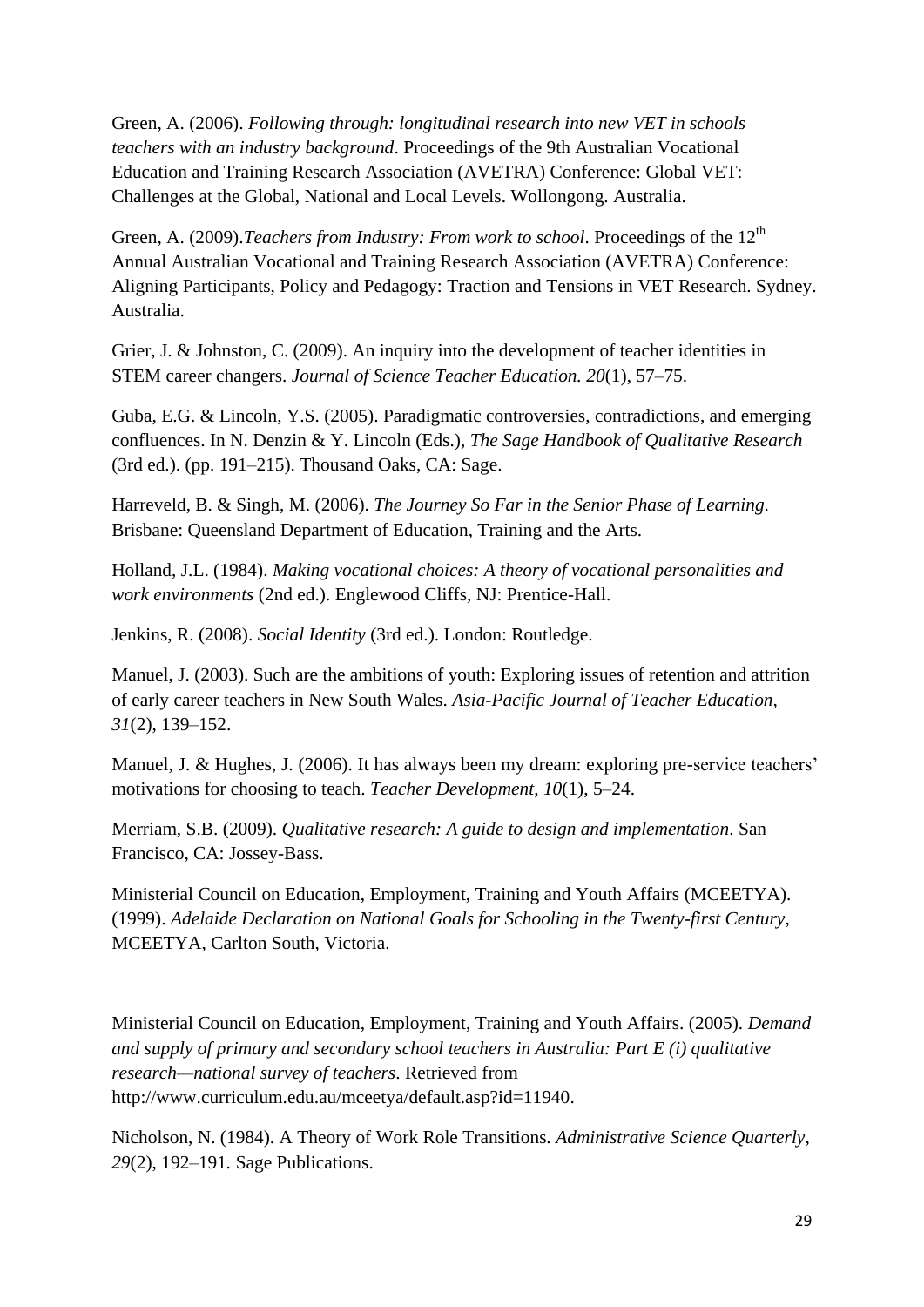Green, A. (2006). *Following through: longitudinal research into new VET in schools teachers with an industry background*. Proceedings of the 9th Australian Vocational Education and Training Research Association (AVETRA) Conference: Global VET: Challenges at the Global, National and Local Levels. Wollongong. Australia.

Green, A. (2009).*Teachers from Industry: From work to school*. Proceedings of the 12th Annual Australian Vocational and Training Research Association (AVETRA) Conference: Aligning Participants, Policy and Pedagogy: Traction and Tensions in VET Research. Sydney. Australia.

Grier, J. & Johnston, C. (2009). An inquiry into the development of teacher identities in STEM career changers. *Journal of Science Teacher Education. 20*(1), 57–75.

Guba, E.G. & Lincoln, Y.S. (2005). Paradigmatic controversies, contradictions, and emerging confluences. In N. Denzin & Y. Lincoln (Eds.), *The Sage Handbook of Qualitative Research* (3rd ed.). (pp. 191–215). Thousand Oaks, CA: Sage.

Harreveld, B. & Singh, M. (2006). *The Journey So Far in the Senior Phase of Learning*. Brisbane: Queensland Department of Education, Training and the Arts.

Holland, J.L. (1984). *Making vocational choices: A theory of vocational personalities and work environments* (2nd ed.). Englewood Cliffs, NJ: Prentice-Hall.

Jenkins, R. (2008). *Social Identity* (3rd ed.). London: Routledge.

Manuel, J. (2003). Such are the ambitions of youth: Exploring issues of retention and attrition of early career teachers in New South Wales. *Asia-Pacific Journal of Teacher Education, 31*(2), 139–152.

Manuel, J. & Hughes, J. (2006). It has always been my dream: exploring pre-service teachers' motivations for choosing to teach. *Teacher Development*, *10*(1), 5–24.

Merriam, S.B. (2009). *Qualitative research: A guide to design and implementation*. San Francisco, CA: Jossey-Bass.

Ministerial Council on Education, Employment, Training and Youth Affairs (MCEETYA). (1999). *Adelaide Declaration on National Goals for Schooling in the Twenty-first Century*, MCEETYA, Carlton South, Victoria.

Ministerial Council on Education, Employment, Training and Youth Affairs. (2005). *Demand and supply of primary and secondary school teachers in Australia: Part E (i) qualitative research—national survey of teachers*. Retrieved from http://www.curriculum.edu.au/mceetya/default.asp?id=11940.

Nicholson, N. (1984). A Theory of Work Role Transitions. *Administrative Science Quarterly, 29*(2), 192–191. Sage Publications.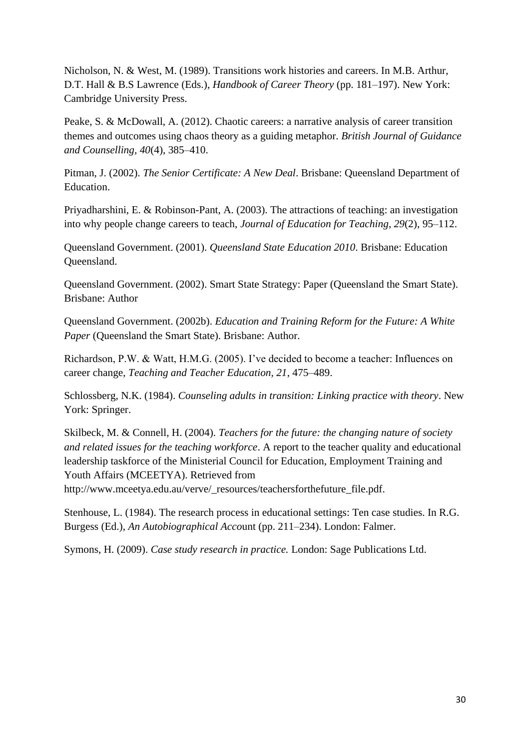Nicholson, N. & West, M. (1989). Transitions work histories and careers. In M.B. Arthur, D.T. Hall & B.S Lawrence (Eds.), *Handbook of Career Theory* (pp. 181–197). New York: Cambridge University Press.

Peake, S. & McDowall, A. (2012). Chaotic careers: a narrative analysis of career transition themes and outcomes using chaos theory as a guiding metaphor. *British Journal of Guidance and Counselling*, *40*(4), 385–410.

Pitman, J. (2002). *The Senior Certificate: A New Deal*. Brisbane: Queensland Department of Education.

Priyadharshini, E. & Robinson-Pant, A. (2003). The attractions of teaching: an investigation into why people change careers to teach, *Journal of Education for Teaching*, *29*(2), 95–112.

Queensland Government. (2001). *Queensland State Education 2010*. Brisbane: Education Queensland.

Queensland Government. (2002). Smart State Strategy: Paper (Queensland the Smart State). Brisbane: Author

Queensland Government. (2002b). *Education and Training Reform for the Future: A White Paper* (Queensland the Smart State). Brisbane: Author.

Richardson, P.W. & Watt, H.M.G. (2005). I've decided to become a teacher: Influences on career change, *Teaching and Teacher Education, 21*, 475–489.

Schlossberg, N.K. (1984). *Counseling adults in transition: Linking practice with theory*. New York: Springer.

Skilbeck, M. & Connell, H. (2004). *Teachers for the future: the changing nature of society and related issues for the teaching workforce*. A report to the teacher quality and educational leadership taskforce of the Ministerial Council for Education, Employment Training and Youth Affairs (MCEETYA). Retrieved from http://www.mceetya.edu.au/verve/_resources/teachersforthefuture_file.pdf.

Stenhouse, L. (1984). The research process in educational settings: Ten case studies. In R.G. Burgess (Ed.), *An Autobiographical Acc*ount (pp. 211–234). London: Falmer.

Symons, H. (2009). *Case study research in practice.* London: Sage Publications Ltd.